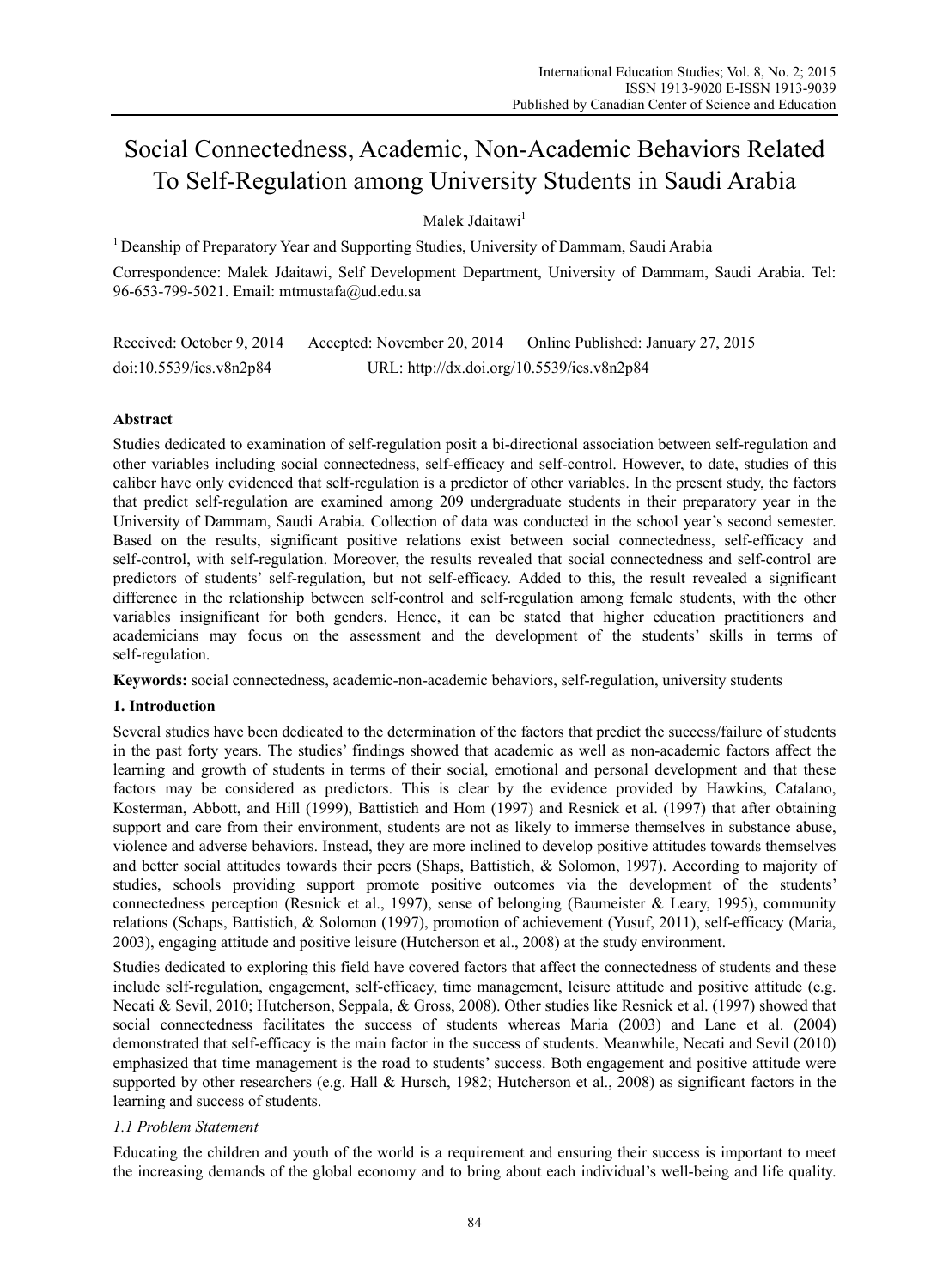# Social Connectedness, Academic, Non-Academic Behaviors Related To Self-Regulation among University Students in Saudi Arabia

Malek Jdaitawi[1]

[1] Deanship of Preparatory Year and Supporting Studies, University of Dammam, Saudi Arabia

Correspondence: Malek Jdaitawi, Self Development Department, University of Dammam, Saudi Arabia. Tel: 96-653-799-5021. Email: mtmustafa@ud.edu.sa

Received: October 9, 2014 Accepted: November 20, 2014 Online Published: January 27, 2015

doi:10.5539/ies.v8n2p84 URL: http://dx.doi.org/10.5539/ies.v8n2p84

## Abstract

Studies dedicated to examination of self-regulation posit a bi-directional association between self-regulation and other variables including social connectedness, self-efficacy and self-control. However, to date, studies of this caliber have only evidenced that self-regulation is a predictor of other variables. In the present study, the factors that predict self-regulation are examined among 209 undergraduate students in their preparatory year in the University of Dammam, Saudi Arabia. Collection of data was conducted in the school year's second semester. Based on the results, significant positive relations exist between social connectedness, self-efficacy and self-control, with self-regulation. Moreover, the results revealed that social connectedness and self-control are predictors of students' self-regulation, but not self-efficacy. Added to this, the result revealed a significant difference in the relationship between self-control and self-regulation among female students, with the other variables insignificant for both genders. Hence, it can be stated that higher education practitioners and academicians may focus on the assessment and the development of the students' skills in terms of self-regulation.

**Keywords:** social connectedness, academic-non-academic behaviors, self-regulation, university students

## 1. Introduction

Several studies have been dedicated to the determination of the factors that predict the success/failure of students in the past forty years. The studies' findings showed that academic as well as non-academic factors affect the learning and growth of students in terms of their social, emotional and personal development and that these factors may be considered as predictors. This is clear by the evidence provided by Hawkins, Catalano, Kosterman, Abbott, and Hill (1999), Battistich and Hom (1997) and Resnick et al. (1997) that after obtaining support and care from their environment, students are not as likely to immerse themselves in substance abuse, violence and adverse behaviors. Instead, they are more inclined to develop positive attitudes towards themselves and better social attitudes towards their peers (Shaps, Battistich, & Solomon, 1997). According to majority of studies, schools providing support promote positive outcomes via the development of the students' connectedness perception (Resnick et al., 1997), sense of belonging (Baumeister & Leary, 1995), community relations (Schaps, Battistich, & Solomon (1997), promotion of achievement (Yusuf, 2011), self-efficacy (Maria, 2003), engaging attitude and positive leisure (Hutcherson et al., 2008) at the study environment.

Studies dedicated to exploring this field have covered factors that affect the connectedness of students and these include self-regulation, engagement, self-efficacy, time management, leisure attitude and positive attitude (e.g. Necati & Sevil, 2010; Hutcherson, Seppala, & Gross, 2008). Other studies like Resnick et al. (1997) showed that social connectedness facilitates the success of students whereas Maria (2003) and Lane et al. (2004) demonstrated that self-efficacy is the main factor in the success of students. Meanwhile, Necati and Sevil (2010) emphasized that time management is the road to students' success. Both engagement and positive attitude were supported by other researchers (e.g. Hall & Hursch, 1982; Hutcherson et al., 2008) as significant factors in the learning and success of students.

### *1.1 Problem Statement*

Educating the children and youth of the world is a requirement and ensuring their success is important to meet the increasing demands of the global economy and to bring about each individual's well-being and life quality.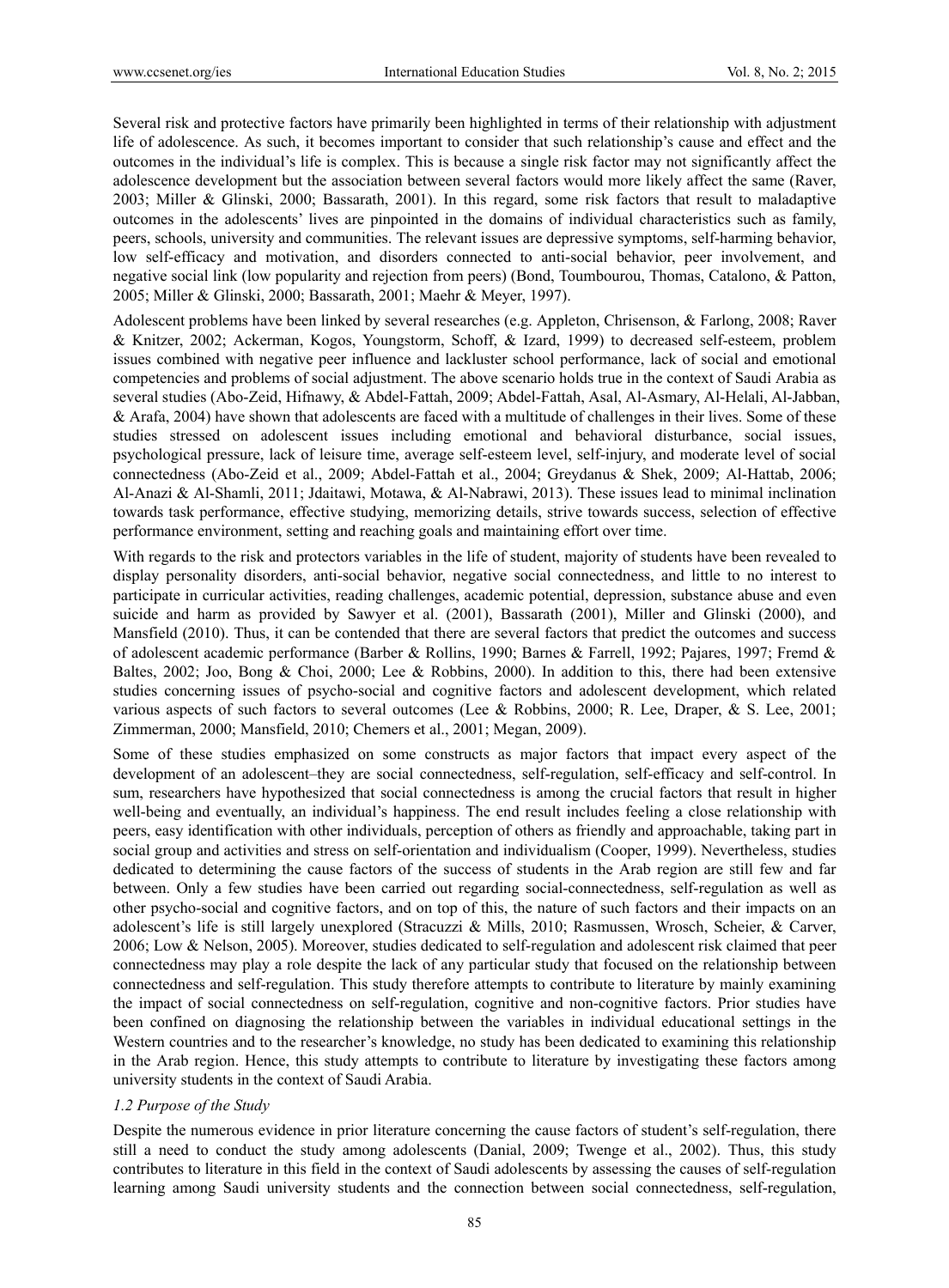Several risk and protective factors have primarily been highlighted in terms of their relationship with adjustment life of adolescence. As such, it becomes important to consider that such relationship's cause and effect and the outcomes in the individual's life is complex. This is because a single risk factor may not significantly affect the adolescence development but the association between several factors would more likely affect the same (Raver, 2003; Miller & Glinski, 2000; Bassarath, 2001). In this regard, some risk factors that result to maladaptive outcomes in the adolescents' lives are pinpointed in the domains of individual characteristics such as family, peers, schools, university and communities. The relevant issues are depressive symptoms, self-harming behavior, low self-efficacy and motivation, and disorders connected to anti-social behavior, peer involvement, and negative social link (low popularity and rejection from peers) (Bond, Toumbourou, Thomas, Catalono, & Patton, 2005; Miller & Glinski, 2000; Bassarath, 2001; Maehr & Meyer, 1997).

Adolescent problems have been linked by several researches (e.g. Appleton, Chrisenson, & Farlong, 2008; Raver & Knitzer, 2002; Ackerman, Kogos, Youngstorm, Schoff, & Izard, 1999) to decreased self-esteem, problem issues combined with negative peer influence and lackluster school performance, lack of social and emotional competencies and problems of social adjustment. The above scenario holds true in the context of Saudi Arabia as several studies (Abo-Zeid, Hifnawy, & Abdel-Fattah, 2009; Abdel-Fattah, Asal, Al-Asmary, Al-Helali, Al-Jabban, & Arafa, 2004) have shown that adolescents are faced with a multitude of challenges in their lives. Some of these studies stressed on adolescent issues including emotional and behavioral disturbance, social issues, psychological pressure, lack of leisure time, average self-esteem level, self-injury, and moderate level of social connectedness (Abo-Zeid et al., 2009; Abdel-Fattah et al., 2004; Greydanus & Shek, 2009; Al-Hattab, 2006; Al-Anazi & Al-Shamli, 2011; Jdaitawi, Motawa, & Al-Nabrawi, 2013). These issues lead to minimal inclination towards task performance, effective studying, memorizing details, strive towards success, selection of effective performance environment, setting and reaching goals and maintaining effort over time.

With regards to the risk and protectors variables in the life of student, majority of students have been revealed to display personality disorders, anti-social behavior, negative social connectedness, and little to no interest to participate in curricular activities, reading challenges, academic potential, depression, substance abuse and even suicide and harm as provided by Sawyer et al. (2001), Bassarath (2001), Miller and Glinski (2000), and Mansfield (2010). Thus, it can be contended that there are several factors that predict the outcomes and success of adolescent academic performance (Barber & Rollins, 1990; Barnes & Farrell, 1992; Pajares, 1997; Fremd & Baltes, 2002; Joo, Bong & Choi, 2000; Lee & Robbins, 2000). In addition to this, there had been extensive studies concerning issues of psycho-social and cognitive factors and adolescent development, which related various aspects of such factors to several outcomes (Lee & Robbins, 2000; R. Lee, Draper, & S. Lee, 2001; Zimmerman, 2000; Mansfield, 2010; Chemers et al., 2001; Megan, 2009).

Some of these studies emphasized on some constructs as major factors that impact every aspect of the development of an adolescent–they are social connectedness, self-regulation, self-efficacy and self-control. In sum, researchers have hypothesized that social connectedness is among the crucial factors that result in higher well-being and eventually, an individual's happiness. The end result includes feeling a close relationship with peers, easy identification with other individuals, perception of others as friendly and approachable, taking part in social group and activities and stress on self-orientation and individualism (Cooper, 1999). Nevertheless, studies dedicated to determining the cause factors of the success of students in the Arab region are still few and far between. Only a few studies have been carried out regarding social-connectedness, self-regulation as well as other psycho-social and cognitive factors, and on top of this, the nature of such factors and their impacts on an adolescent's life is still largely unexplored (Stracuzzi & Mills, 2010; Rasmussen, Wrosch, Scheier, & Carver, 2006; Low & Nelson, 2005). Moreover, studies dedicated to self-regulation and adolescent risk claimed that peer connectedness may play a role despite the lack of any particular study that focused on the relationship between connectedness and self-regulation. This study therefore attempts to contribute to literature by mainly examining the impact of social connectedness on self-regulation, cognitive and non-cognitive factors. Prior studies have been confined on diagnosing the relationship between the variables in individual educational settings in the Western countries and to the researcher's knowledge, no study has been dedicated to examining this relationship in the Arab region. Hence, this study attempts to contribute to literature by investigating these factors among university students in the context of Saudi Arabia.

### *1.2 Purpose of the Study*

Despite the numerous evidence in prior literature concerning the cause factors of student's self-regulation, there still a need to conduct the study among adolescents (Danial, 2009; Twenge et al., 2002). Thus, this study contributes to literature in this field in the context of Saudi adolescents by assessing the causes of self-regulation learning among Saudi university students and the connection between social connectedness, self-regulation,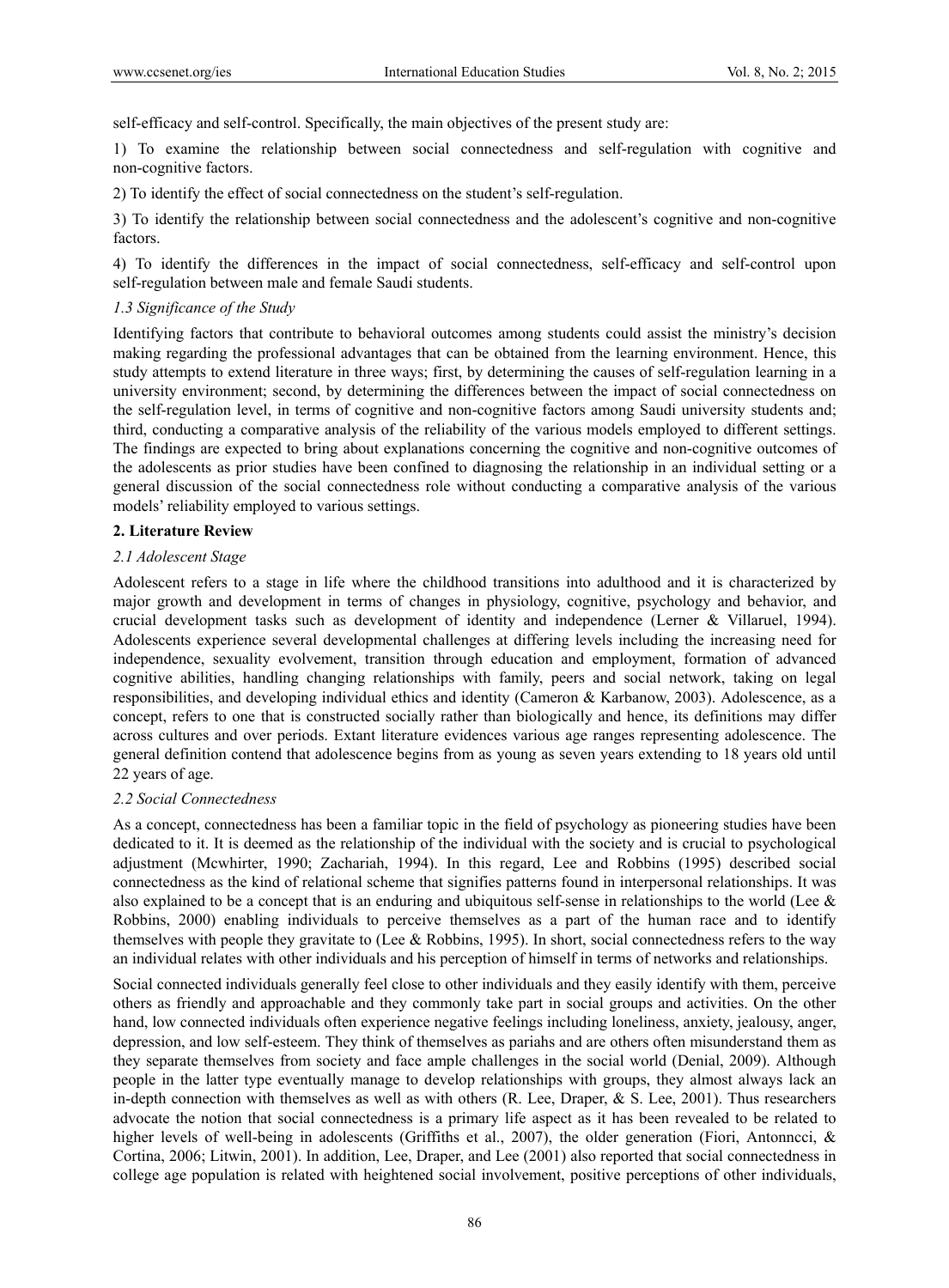self-efficacy and self-control. Specifically, the main objectives of the present study are:

1) To examine the relationship between social connectedness and self-regulation with cognitive and non-cognitive factors.

2) To identify the effect of social connectedness on the student's self-regulation.

3) To identify the relationship between social connectedness and the adolescent's cognitive and non-cognitive factors.

4) To identify the differences in the impact of social connectedness, self-efficacy and self-control upon self-regulation between male and female Saudi students.

### *1.3 Significance of the Study*

Identifying factors that contribute to behavioral outcomes among students could assist the ministry's decision making regarding the professional advantages that can be obtained from the learning environment. Hence, this study attempts to extend literature in three ways; first, by determining the causes of self-regulation learning in a university environment; second, by determining the differences between the impact of social connectedness on the self-regulation level, in terms of cognitive and non-cognitive factors among Saudi university students and; third, conducting a comparative analysis of the reliability of the various models employed to different settings. The findings are expected to bring about explanations concerning the cognitive and non-cognitive outcomes of the adolescents as prior studies have been confined to diagnosing the relationship in an individual setting or a general discussion of the social connectedness role without conducting a comparative analysis of the various models' reliability employed to various settings.

## 2. Literature Review

### *2.1 Adolescent Stage*

Adolescent refers to a stage in life where the childhood transitions into adulthood and it is characterized by major growth and development in terms of changes in physiology, cognitive, psychology and behavior, and crucial development tasks such as development of identity and independence (Lerner & Villaruel, 1994). Adolescents experience several developmental challenges at differing levels including the increasing need for independence, sexuality evolvement, transition through education and employment, formation of advanced cognitive abilities, handling changing relationships with family, peers and social network, taking on legal responsibilities, and developing individual ethics and identity (Cameron & Karbanow, 2003). Adolescence, as a concept, refers to one that is constructed socially rather than biologically and hence, its definitions may differ across cultures and over periods. Extant literature evidences various age ranges representing adolescence. The general definition contend that adolescence begins from as young as seven years extending to 18 years old until 22 years of age.

### *2.2 Social Connectedness*

As a concept, connectedness has been a familiar topic in the field of psychology as pioneering studies have been dedicated to it. It is deemed as the relationship of the individual with the society and is crucial to psychological adjustment (Mcwhirter, 1990; Zachariah, 1994). In this regard, Lee and Robbins (1995) described social connectedness as the kind of relational scheme that signifies patterns found in interpersonal relationships. It was also explained to be a concept that is an enduring and ubiquitous self-sense in relationships to the world (Lee & Robbins, 2000) enabling individuals to perceive themselves as a part of the human race and to identify themselves with people they gravitate to (Lee & Robbins, 1995). In short, social connectedness refers to the way an individual relates with other individuals and his perception of himself in terms of networks and relationships.

Social connected individuals generally feel close to other individuals and they easily identify with them, perceive others as friendly and approachable and they commonly take part in social groups and activities. On the other hand, low connected individuals often experience negative feelings including loneliness, anxiety, jealousy, anger, depression, and low self-esteem. They think of themselves as pariahs and are others often misunderstand them as they separate themselves from society and face ample challenges in the social world (Denial, 2009). Although people in the latter type eventually manage to develop relationships with groups, they almost always lack an in-depth connection with themselves as well as with others (R. Lee, Draper, & S. Lee, 2001). Thus researchers advocate the notion that social connectedness is a primary life aspect as it has been revealed to be related to higher levels of well-being in adolescents (Griffiths et al., 2007), the older generation (Fiori, Antonncci, & Cortina, 2006; Litwin, 2001). In addition, Lee, Draper, and Lee (2001) also reported that social connectedness in college age population is related with heightened social involvement, positive perceptions of other individuals,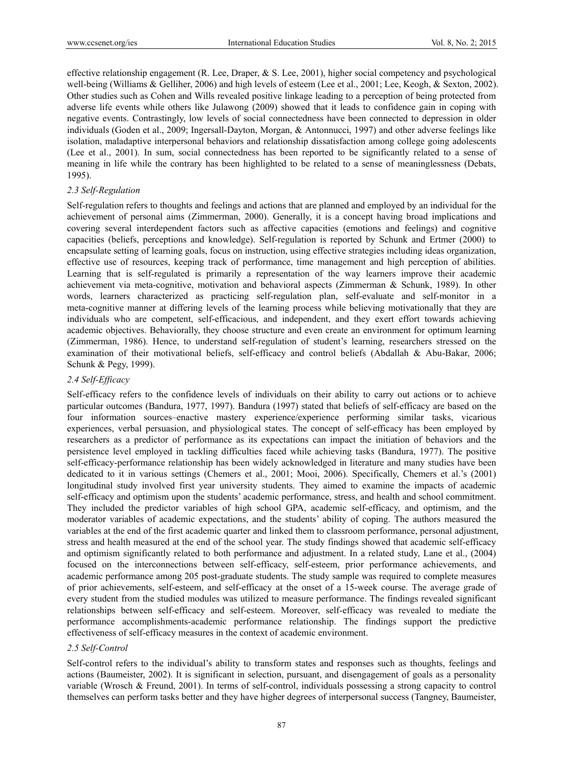effective relationship engagement (R. Lee, Draper, & S. Lee, 2001), higher social competency and psychological well-being (Williams & Gelliher, 2006) and high levels of esteem (Lee et al., 2001; Lee, Keogh, & Sexton, 2002). Other studies such as Cohen and Wills revealed positive linkage leading to a perception of being protected from adverse life events while others like Julawong (2009) showed that it leads to confidence gain in coping with negative events. Contrastingly, low levels of social connectedness have been connected to depression in older individuals (Goden et al., 2009; Ingersall-Dayton, Morgan, & Antonnucci, 1997) and other adverse feelings like isolation, maladaptive interpersonal behaviors and relationship dissatisfaction among college going adolescents (Lee et al., 2001). In sum, social connectedness has been reported to be significantly related to a sense of meaning in life while the contrary has been highlighted to be related to a sense of meaninglessness (Debats, 1995).

### *2.3 Self-Regulation*

Self-regulation refers to thoughts and feelings and actions that are planned and employed by an individual for the achievement of personal aims (Zimmerman, 2000). Generally, it is a concept having broad implications and covering several interdependent factors such as affective capacities (emotions and feelings) and cognitive capacities (beliefs, perceptions and knowledge). Self-regulation is reported by Schunk and Ertmer (2000) to encapsulate setting of learning goals, focus on instruction, using effective strategies including ideas organization, effective use of resources, keeping track of performance, time management and high perception of abilities. Learning that is self-regulated is primarily a representation of the way learners improve their academic achievement via meta-cognitive, motivation and behavioral aspects (Zimmerman & Schunk, 1989). In other words, learners characterized as practicing self-regulation plan, self-evaluate and self-monitor in a meta-cognitive manner at differing levels of the learning process while believing motivationally that they are individuals who are competent, self-efficacious, and independent, and they exert effort towards achieving academic objectives. Behaviorally, they choose structure and even create an environment for optimum learning (Zimmerman, 1986). Hence, to understand self-regulation of student's learning, researchers stressed on the examination of their motivational beliefs, self-efficacy and control beliefs (Abdallah & Abu-Bakar, 2006; Schunk & Pegy, 1999).

### *2.4 Self-Efficacy*

Self-efficacy refers to the confidence levels of individuals on their ability to carry out actions or to achieve particular outcomes (Bandura, 1977, 1997). Bandura (1997) stated that beliefs of self-efficacy are based on the four information sources–enactive mastery experience/experience performing similar tasks, vicarious experiences, verbal persuasion, and physiological states. The concept of self-efficacy has been employed by researchers as a predictor of performance as its expectations can impact the initiation of behaviors and the persistence level employed in tackling difficulties faced while achieving tasks (Bandura, 1977). The positive self-efficacy-performance relationship has been widely acknowledged in literature and many studies have been dedicated to it in various settings (Chemers et al., 2001; Mooi, 2006). Specifically, Chemers et al.'s (2001) longitudinal study involved first year university students. They aimed to examine the impacts of academic self-efficacy and optimism upon the students' academic performance, stress, and health and school commitment. They included the predictor variables of high school GPA, academic self-efficacy, and optimism, and the moderator variables of academic expectations, and the students' ability of coping. The authors measured the variables at the end of the first academic quarter and linked them to classroom performance, personal adjustment, stress and health measured at the end of the school year. The study findings showed that academic self-efficacy and optimism significantly related to both performance and adjustment. In a related study, Lane et al., (2004) focused on the interconnections between self-efficacy, self-esteem, prior performance achievements, and academic performance among 205 post-graduate students. The study sample was required to complete measures of prior achievements, self-esteem, and self-efficacy at the onset of a 15-week course. The average grade of every student from the studied modules was utilized to measure performance. The findings revealed significant relationships between self-efficacy and self-esteem. Moreover, self-efficacy was revealed to mediate the performance accomplishments-academic performance relationship. The findings support the predictive effectiveness of self-efficacy measures in the context of academic environment.

### *2.5 Self-Control*

Self-control refers to the individual's ability to transform states and responses such as thoughts, feelings and actions (Baumeister, 2002). It is significant in selection, pursuant, and disengagement of goals as a personality variable (Wrosch & Freund, 2001). In terms of self-control, individuals possessing a strong capacity to control themselves can perform tasks better and they have higher degrees of interpersonal success (Tangney, Baumeister,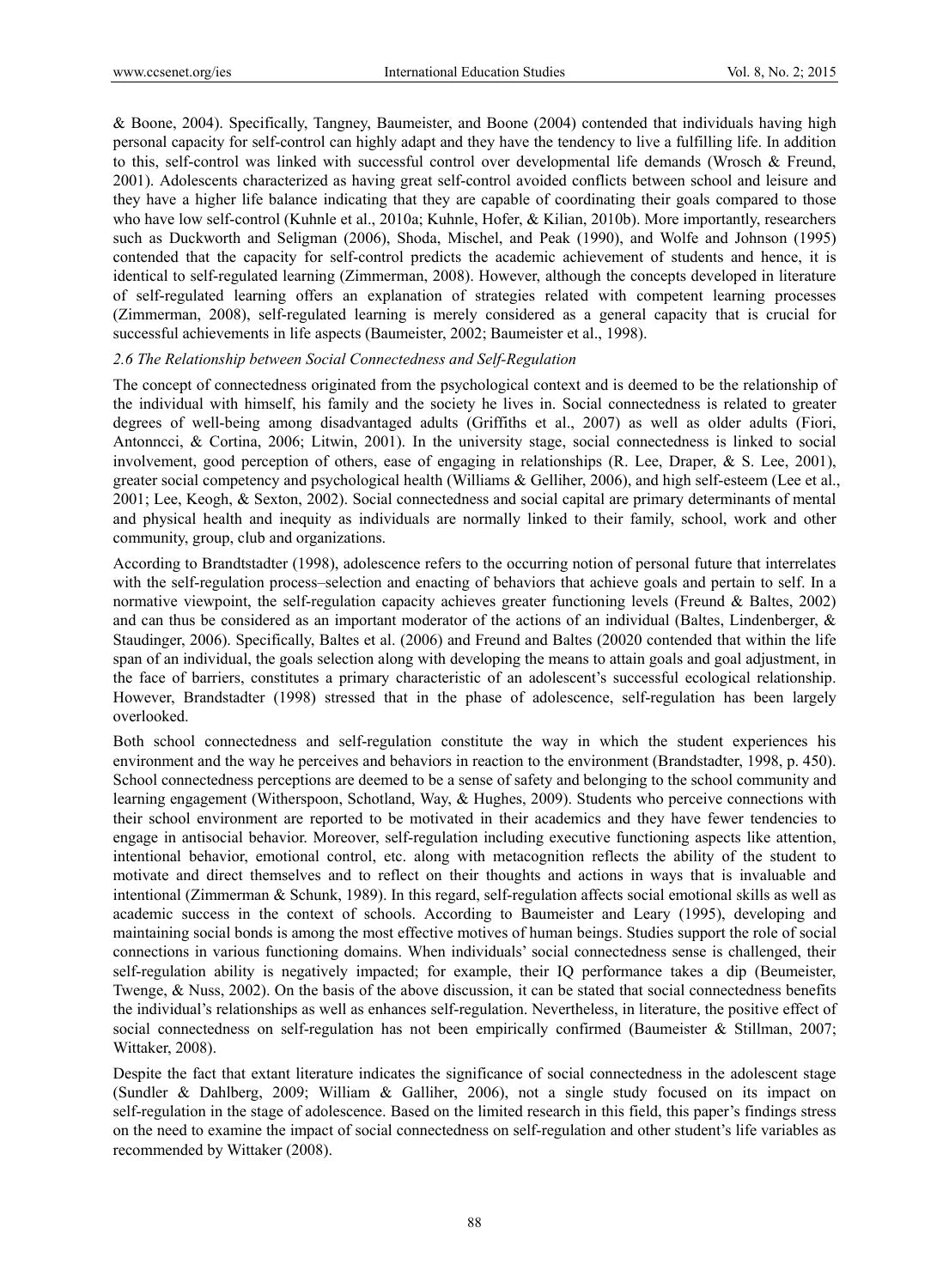& Boone, 2004). Specifically, Tangney, Baumeister, and Boone (2004) contended that individuals having high personal capacity for self-control can highly adapt and they have the tendency to live a fulfilling life. In addition to this, self-control was linked with successful control over developmental life demands (Wrosch & Freund, 2001). Adolescents characterized as having great self-control avoided conflicts between school and leisure and they have a higher life balance indicating that they are capable of coordinating their goals compared to those who have low self-control (Kuhnle et al., 2010a; Kuhnle, Hofer, & Kilian, 2010b). More importantly, researchers such as Duckworth and Seligman (2006), Shoda, Mischel, and Peak (1990), and Wolfe and Johnson (1995) contended that the capacity for self-control predicts the academic achievement of students and hence, it is identical to self-regulated learning (Zimmerman, 2008). However, although the concepts developed in literature of self-regulated learning offers an explanation of strategies related with competent learning processes (Zimmerman, 2008), self-regulated learning is merely considered as a general capacity that is crucial for successful achievements in life aspects (Baumeister, 2002; Baumeister et al., 1998).

### *2.6 The Relationship between Social Connectedness and Self-Regulation*

The concept of connectedness originated from the psychological context and is deemed to be the relationship of the individual with himself, his family and the society he lives in. Social connectedness is related to greater degrees of well-being among disadvantaged adults (Griffiths et al., 2007) as well as older adults (Fiori, Antonncci, & Cortina, 2006; Litwin, 2001). In the university stage, social connectedness is linked to social involvement, good perception of others, ease of engaging in relationships (R. Lee, Draper, & S. Lee, 2001), greater social competency and psychological health (Williams & Gelliher, 2006), and high self-esteem (Lee et al., 2001; Lee, Keogh, & Sexton, 2002). Social connectedness and social capital are primary determinants of mental and physical health and inequity as individuals are normally linked to their family, school, work and other community, group, club and organizations.

According to Brandtstadter (1998), adolescence refers to the occurring notion of personal future that interrelates with the self-regulation process–selection and enacting of behaviors that achieve goals and pertain to self. In a normative viewpoint, the self-regulation capacity achieves greater functioning levels (Freund & Baltes, 2002) and can thus be considered as an important moderator of the actions of an individual (Baltes, Lindenberger, & Staudinger, 2006). Specifically, Baltes et al. (2006) and Freund and Baltes (20020 contended that within the life span of an individual, the goals selection along with developing the means to attain goals and goal adjustment, in the face of barriers, constitutes a primary characteristic of an adolescent's successful ecological relationship. However, Brandstadter (1998) stressed that in the phase of adolescence, self-regulation has been largely overlooked.

Both school connectedness and self-regulation constitute the way in which the student experiences his environment and the way he perceives and behaviors in reaction to the environment (Brandstadter, 1998, p. 450). School connectedness perceptions are deemed to be a sense of safety and belonging to the school community and learning engagement (Witherspoon, Schotland, Way, & Hughes, 2009). Students who perceive connections with their school environment are reported to be motivated in their academics and they have fewer tendencies to engage in antisocial behavior. Moreover, self-regulation including executive functioning aspects like attention, intentional behavior, emotional control, etc. along with metacognition reflects the ability of the student to motivate and direct themselves and to reflect on their thoughts and actions in ways that is invaluable and intentional (Zimmerman & Schunk, 1989). In this regard, self-regulation affects social emotional skills as well as academic success in the context of schools. According to Baumeister and Leary (1995), developing and maintaining social bonds is among the most effective motives of human beings. Studies support the role of social connections in various functioning domains. When individuals' social connectedness sense is challenged, their self-regulation ability is negatively impacted; for example, their IQ performance takes a dip (Beumeister, Twenge, & Nuss, 2002). On the basis of the above discussion, it can be stated that social connectedness benefits the individual's relationships as well as enhances self-regulation. Nevertheless, in literature, the positive effect of social connectedness on self-regulation has not been empirically confirmed (Baumeister & Stillman, 2007; Wittaker, 2008).

Despite the fact that extant literature indicates the significance of social connectedness in the adolescent stage (Sundler & Dahlberg, 2009; William & Galliher, 2006), not a single study focused on its impact on self-regulation in the stage of adolescence. Based on the limited research in this field, this paper's findings stress on the need to examine the impact of social connectedness on self-regulation and other student's life variables as recommended by Wittaker (2008).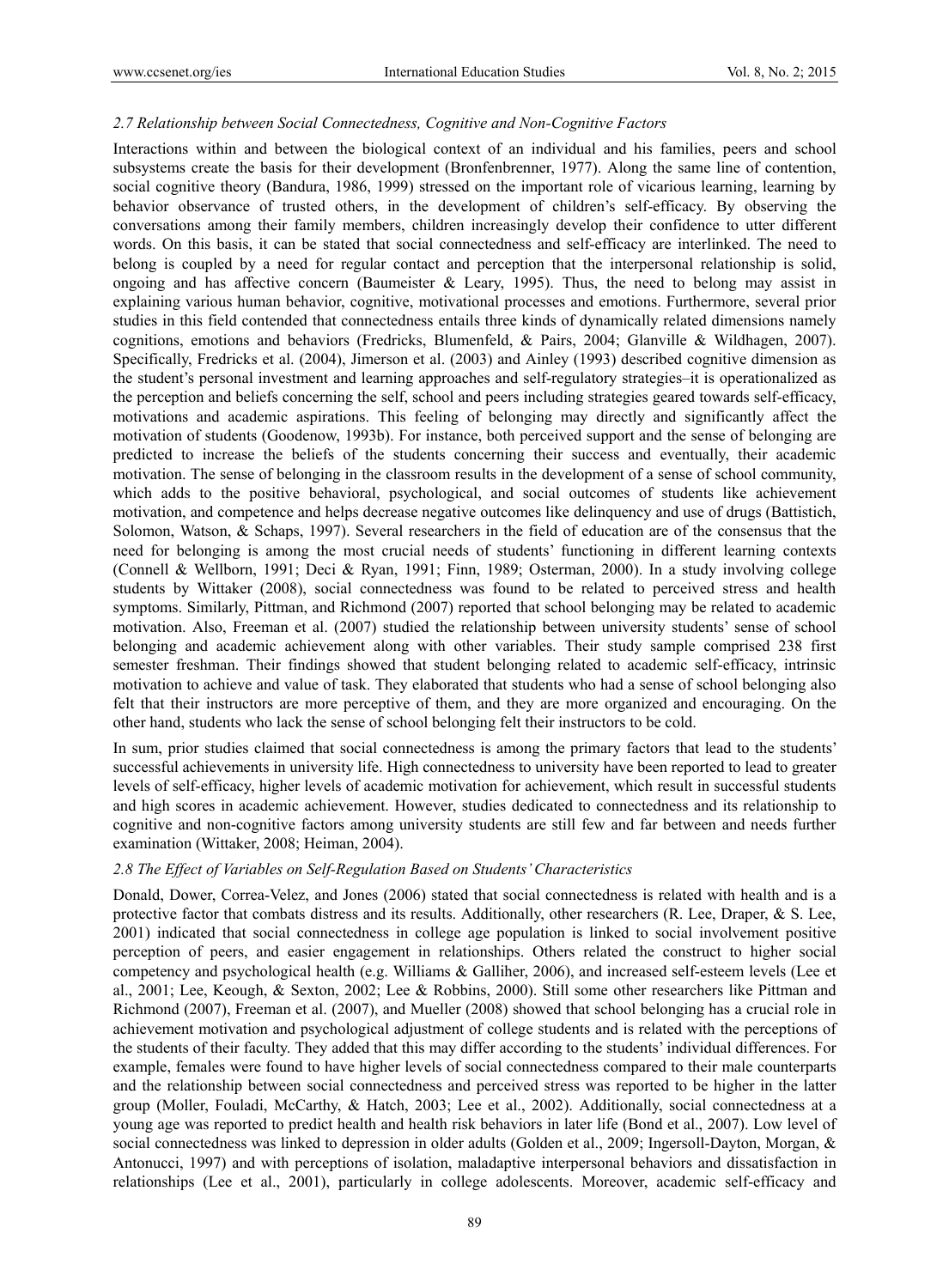### 2.7 Relationship between Social Connectedness, Cognitive and Non-Cognitive Factors

Interactions within and between the biological context of an individual and his families, peers and school subsystems create the basis for their development (Bronfenbrenner, 1977). Along the same line of contention, social cognitive theory (Bandura, 1986, 1999) stressed on the important role of vicarious learning, learning by behavior observance of trusted others, in the development of children's self-efficacy. By observing the conversations among their family members, children increasingly develop their confidence to utter different words. On this basis, it can be stated that social connectedness and self-efficacy are interlinked. The need to belong is coupled by a need for regular contact and perception that the interpersonal relationship is solid, ongoing and has affective concern (Baumeister & Leary, 1995). Thus, the need to belong may assist in explaining various human behavior, cognitive, motivational processes and emotions. Furthermore, several prior studies in this field contended that connectedness entails three kinds of dynamically related dimensions namely cognitions, emotions and behaviors (Fredricks, Blumenfeld, & Pairs, 2004; Glanville & Wildhagen, 2007). Specifically, Fredricks et al. (2004), Jimerson et al. (2003) and Ainley (1993) described cognitive dimension as the student's personal investment and learning approaches and self-regulatory strategies–it is operationalized as the perception and beliefs concerning the self, school and peers including strategies geared towards self-efficacy, motivations and academic aspirations. This feeling of belonging may directly and significantly affect the motivation of students (Goodenow, 1993b). For instance, both perceived support and the sense of belonging are predicted to increase the beliefs of the students concerning their success and eventually, their academic motivation. The sense of belonging in the classroom results in the development of a sense of school community, which adds to the positive behavioral, psychological, and social outcomes of students like achievement motivation, and competence and helps decrease negative outcomes like delinquency and use of drugs (Battistich, Solomon, Watson, & Schaps, 1997). Several researchers in the field of education are of the consensus that the need for belonging is among the most crucial needs of students' functioning in different learning contexts (Connell & Wellborn, 1991; Deci & Ryan, 1991; Finn, 1989; Osterman, 2000). In a study involving college students by Wittaker (2008), social connectedness was found to be related to perceived stress and health symptoms. Similarly, Pittman, and Richmond (2007) reported that school belonging may be related to academic motivation. Also, Freeman et al. (2007) studied the relationship between university students' sense of school belonging and academic achievement along with other variables. Their study sample comprised 238 first semester freshman. Their findings showed that student belonging related to academic self-efficacy, intrinsic motivation to achieve and value of task. They elaborated that students who had a sense of school belonging also felt that their instructors are more perceptive of them, and they are more organized and encouraging. On the other hand, students who lack the sense of school belonging felt their instructors to be cold.

In sum, prior studies claimed that social connectedness is among the primary factors that lead to the students' successful achievements in university life. High connectedness to university have been reported to lead to greater levels of self-efficacy, higher levels of academic motivation for achievement, which result in successful students and high scores in academic achievement. However, studies dedicated to connectedness and its relationship to cognitive and non-cognitive factors among university students are still few and far between and needs further examination (Wittaker, 2008; Heiman, 2004).

### 2.8 The Effect of Variables on Self-Regulation Based on Students' Characteristics

Donald, Dower, Correa-Velez, and Jones (2006) stated that social connectedness is related with health and is a protective factor that combats distress and its results. Additionally, other researchers (R. Lee, Draper, & S. Lee, 2001) indicated that social connectedness in college age population is linked to social involvement positive perception of peers, and easier engagement in relationships. Others related the construct to higher social competency and psychological health (e.g. Williams & Galliher, 2006), and increased self-esteem levels (Lee et al., 2001; Lee, Keough, & Sexton, 2002; Lee & Robbins, 2000). Still some other researchers like Pittman and Richmond (2007), Freeman et al. (2007), and Mueller (2008) showed that school belonging has a crucial role in achievement motivation and psychological adjustment of college students and is related with the perceptions of the students of their faculty. They added that this may differ according to the students' individual differences. For example, females were found to have higher levels of social connectedness compared to their male counterparts and the relationship between social connectedness and perceived stress was reported to be higher in the latter group (Moller, Fouladi, McCarthy, & Hatch, 2003; Lee et al., 2002). Additionally, social connectedness at a young age was reported to predict health and health risk behaviors in later life (Bond et al., 2007). Low level of social connectedness was linked to depression in older adults (Golden et al., 2009; Ingersoll-Dayton, Morgan, & Antonucci, 1997) and with perceptions of isolation, maladaptive interpersonal behaviors and dissatisfaction in relationships (Lee et al., 2001), particularly in college adolescents. Moreover, academic self-efficacy and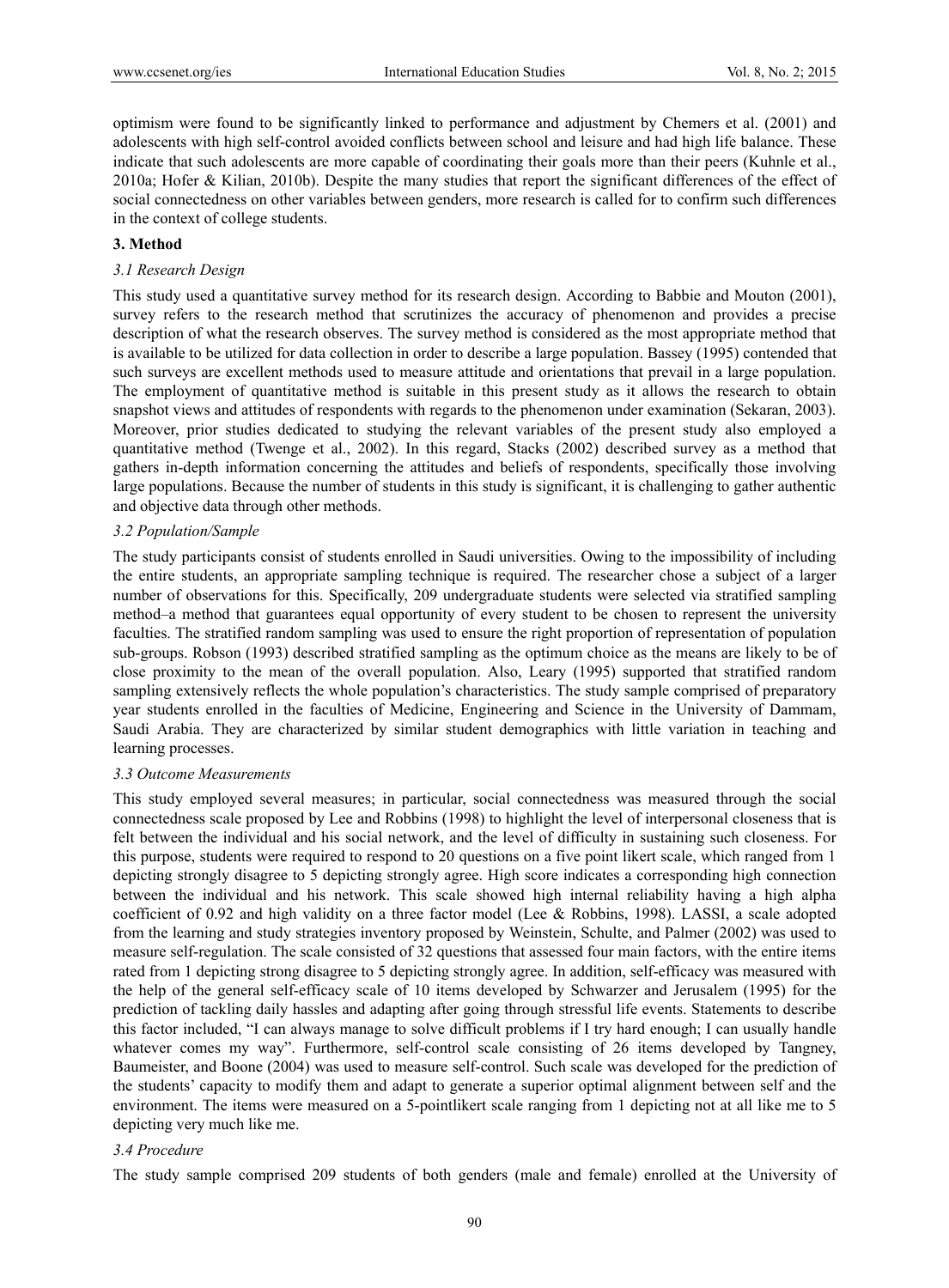optimism were found to be significantly linked to performance and adjustment by Chemers et al. (2001) and adolescents with high self-control avoided conflicts between school and leisure and had high life balance. These indicate that such adolescents are more capable of coordinating their goals more than their peers (Kuhnle et al., 2010a; Hofer & Kilian, 2010b). Despite the many studies that report the significant differences of the effect of social connectedness on other variables between genders, more research is called for to confirm such differences in the context of college students.

## 3. Method

### *3.1 Research Design*

This study used a quantitative survey method for its research design. According to Babbie and Mouton (2001), survey refers to the research method that scrutinizes the accuracy of phenomenon and provides a precise description of what the research observes. The survey method is considered as the most appropriate method that is available to be utilized for data collection in order to describe a large population. Bassey (1995) contended that such surveys are excellent methods used to measure attitude and orientations that prevail in a large population. The employment of quantitative method is suitable in this present study as it allows the research to obtain snapshot views and attitudes of respondents with regards to the phenomenon under examination (Sekaran, 2003). Moreover, prior studies dedicated to studying the relevant variables of the present study also employed a quantitative method (Twenge et al., 2002). In this regard, Stacks (2002) described survey as a method that gathers in-depth information concerning the attitudes and beliefs of respondents, specifically those involving large populations. Because the number of students in this study is significant, it is challenging to gather authentic and objective data through other methods.

### *3.2 Population/Sample*

The study participants consist of students enrolled in Saudi universities. Owing to the impossibility of including the entire students, an appropriate sampling technique is required. The researcher chose a subject of a larger number of observations for this. Specifically, 209 undergraduate students were selected via stratified sampling method–a method that guarantees equal opportunity of every student to be chosen to represent the university faculties. The stratified random sampling was used to ensure the right proportion of representation of population sub-groups. Robson (1993) described stratified sampling as the optimum choice as the means are likely to be of close proximity to the mean of the overall population. Also, Leary (1995) supported that stratified random sampling extensively reflects the whole population's characteristics. The study sample comprised of preparatory year students enrolled in the faculties of Medicine, Engineering and Science in the University of Dammam, Saudi Arabia. They are characterized by similar student demographics with little variation in teaching and learning processes.

### *3.3 Outcome Measurements*

This study employed several measures; in particular, social connectedness was measured through the social connectedness scale proposed by Lee and Robbins (1998) to highlight the level of interpersonal closeness that is felt between the individual and his social network, and the level of difficulty in sustaining such closeness. For this purpose, students were required to respond to 20 questions on a five point likert scale, which ranged from 1 depicting strongly disagree to 5 depicting strongly agree. High score indicates a corresponding high connection between the individual and his network. This scale showed high internal reliability having a high alpha coefficient of 0.92 and high validity on a three factor model (Lee & Robbins, 1998). LASSI, a scale adopted from the learning and study strategies inventory proposed by Weinstein, Schulte, and Palmer (2002) was used to measure self-regulation. The scale consisted of 32 questions that assessed four main factors, with the entire items rated from 1 depicting strong disagree to 5 depicting strongly agree. In addition, self-efficacy was measured with the help of the general self-efficacy scale of 10 items developed by Schwarzer and Jerusalem (1995) for the prediction of tackling daily hassles and adapting after going through stressful life events. Statements to describe this factor included, "I can always manage to solve difficult problems if I try hard enough; I can usually handle whatever comes my way". Furthermore, self-control scale consisting of 26 items developed by Tangney, Baumeister, and Boone (2004) was used to measure self-control. Such scale was developed for the prediction of the students' capacity to modify them and adapt to generate a superior optimal alignment between self and the environment. The items were measured on a 5-pointlikert scale ranging from 1 depicting not at all like me to 5 depicting very much like me.

### *3.4 Procedure*

The study sample comprised 209 students of both genders (male and female) enrolled at the University of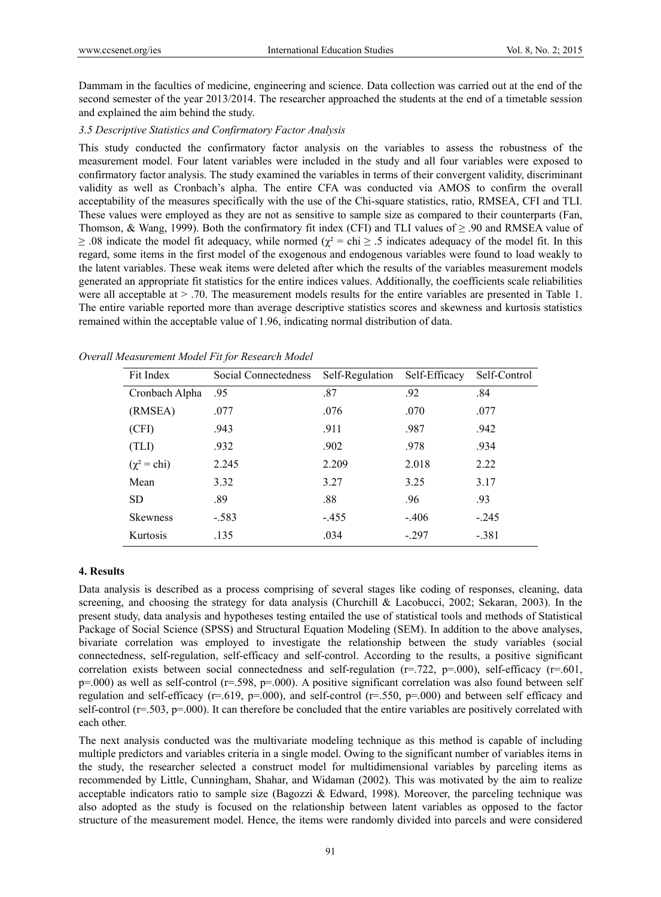Dammam in the faculties of medicine, engineering and science. Data collection was carried out at the end of the second semester of the year 2013/2014. The researcher approached the students at the end of a timetable session and explained the aim behind the study.

### *3.5 Descriptive Statistics and Confirmatory Factor Analysis*

This study conducted the confirmatory factor analysis on the variables to assess the robustness of the measurement model. Four latent variables were included in the study and all four variables were exposed to confirmatory factor analysis. The study examined the variables in terms of their convergent validity, discriminant validity as well as Cronbach's alpha. The entire CFA was conducted via AMOS to confirm the overall acceptability of the measures specifically with the use of the Chi-square statistics, ratio, RMSEA, CFI and TLI. These values were employed as they are not as sensitive to sample size as compared to their counterparts (Fan, Thomson, & Wang, 1999). Both the confirmatory fit index (CFI) and TLI values of $\geq .90$ and RMSEA value of $\geq .08$ indicate the model fit adequacy, while normed ($\chi^2$ = chi $\geq .5$ indicates adequacy of the model fit. In this regard, some items in the first model of the exogenous and endogenous variables were found to load weakly to the latent variables. These weak items were deleted after which the results of the variables measurement models generated an appropriate fit statistics for the entire indices values. Additionally, the coefficients scale reliabilities were all acceptable at $> .70$. The measurement models results for the entire variables are presented in Table 1. The entire variable reported more than average descriptive statistics scores and skewness and kurtosis statistics remained within the acceptable value of 1.96, indicating normal distribution of data.

*Overall Measurement Model Fit for Research Model*

| Fit Index | Social Connectedness | Self-Regulation | Self-Efficacy | Self-Control |
|---|---|---|---|---|
| Cronbach Alpha | .95 | .87 | .92 | .84 |
| (RMSEA) | .077 | .076 | .070 | .077 |
| (CFI) | .943 | .911 | .987 | .942 |
| (TLI) | .932 | .902 | .978 | .934 |
| ($\chi^2$ = chi) | 2.245 | 2.209 | 2.018 | 2.22 |
| Mean | 3.32 | 3.27 | 3.25 | 3.17 |
| SD | .89 | .88 | .96 | .93 |
| Skewness | -.583 | -.455 | -.406 | -.245 |
| Kurtosis | .135 | .034 | -.297 | -.381 |

## 4. Results

Data analysis is described as a process comprising of several stages like coding of responses, cleaning, data screening, and choosing the strategy for data analysis (Churchill & Lacobucci, 2002; Sekaran, 2003). In the present study, data analysis and hypotheses testing entailed the use of statistical tools and methods of Statistical Package of Social Science (SPSS) and Structural Equation Modeling (SEM). In addition to the above analyses, bivariate correlation was employed to investigate the relationship between the study variables (social connectedness, self-regulation, self-efficacy and self-control. According to the results, a positive significant correlation exists between social connectedness and self-regulation ($r=.722$, $p=.000$), self-efficacy ($r=.601$, $p=.000$) as well as self-control ($r=.598$, $p=.000$). A positive significant correlation was also found between self regulation and self-efficacy ($r=.619$, $p=.000$), and self-control ($r=.550$, $p=.000$) and between self efficacy and self-control ($r=.503$, $p=.000$). It can therefore be concluded that the entire variables are positively correlated with each other.

The next analysis conducted was the multivariate modeling technique as this method is capable of including multiple predictors and variables criteria in a single model. Owing to the significant number of variables items in the study, the researcher selected a construct model for multidimensional variables by parceling items as recommended by Little, Cunningham, Shahar, and Widaman (2002). This was motivated by the aim to realize acceptable indicators ratio to sample size (Bagozzi & Edward, 1998). Moreover, the parceling technique was also adopted as the study is focused on the relationship between latent variables as opposed to the factor structure of the measurement model. Hence, the items were randomly divided into parcels and were considered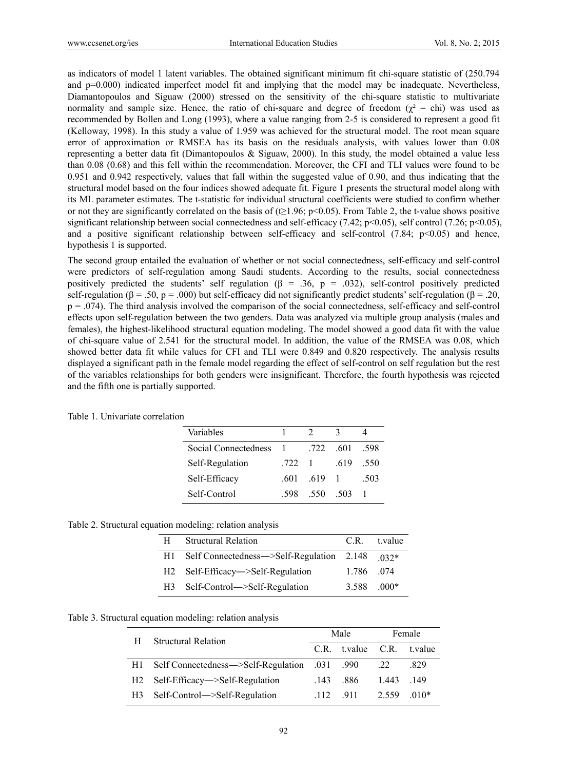as indicators of model 1 latent variables. The obtained significant minimum fit chi-square statistic of (250.794 and p=0.000) indicated imperfect model fit and implying that the model may be inadequate. Nevertheless, Diamantopoulos and Siguaw (2000) stressed on the sensitivity of the chi-square statistic to multivariate normality and sample size. Hence, the ratio of chi-square and degree of freedom ($\chi^2$ = chi) was used as recommended by Bollen and Long (1993), where a value ranging from 2-5 is considered to represent a good fit (Kelloway, 1998). In this study a value of 1.959 was achieved for the structural model. The root mean square error of approximation or RMSEA has its basis on the residuals analysis, with values lower than 0.08 representing a better data fit (Dimantopoulos & Siguaw, 2000). In this study, the model obtained a value less than 0.08 (0.68) and this fell within the recommendation. Moreover, the CFI and TLI values were found to be 0.951 and 0.942 respectively, values that fall within the suggested value of 0.90, and thus indicating that the structural model based on the four indices showed adequate fit. Figure 1 presents the structural model along with its ML parameter estimates. The t-statistic for individual structural coefficients were studied to confirm whether or not they are significantly correlated on the basis of ($t \geq 1.96$; $p<0.05$). From Table 2, the t-value shows positive significant relationship between social connectedness and self-efficacy (7.42; $p<0.05$), self control (7.26; $p<0.05$), and a positive significant relationship between self-efficacy and self-control (7.84; $p<0.05$) and hence, hypothesis 1 is supported.

The second group entailed the evaluation of whether or not social connectedness, self-efficacy and self-control were predictors of self-regulation among Saudi students. According to the results, social connectedness positively predicted the students' self regulation ($\beta$ = .36, p = .032), self-control positively predicted self-regulation ($\beta$ = .50, p = .000) but self-efficacy did not significantly predict students' self-regulation ($\beta$ = .20, p = .074). The third analysis involved the comparison of the social connectedness, self-efficacy and self-control effects upon self-regulation between the two genders. Data was analyzed via multiple group analysis (males and females), the highest-likelihood structural equation modeling. The model showed a good data fit with the value of chi-square value of 2.541 for the structural model. In addition, the value of the RMSEA was 0.08, which showed better data fit while values for CFI and TLI were 0.849 and 0.820 respectively. The analysis results displayed a significant path in the female model regarding the effect of self-control on self regulation but the rest of the variables relationships for both genders were insignificant. Therefore, the fourth hypothesis was rejected and the fifth one is partially supported.

Table 1. Univariate correlation

| Variables | 1 | 2 | 3 | 4 |
|---|---|---|---|---|
| Social Connectedness | 1 | .722 | .601 | .598 |
| Self-Regulation | .722 | 1 | .619 | .550 |
| Self-Efficacy | .601 | .619 | 1 | .503 |
| Self-Control | .598 | .550 | .503 | 1 |

Table 2. Structural equation modeling: relation analysis

| H | Structural Relation | C.R. | t.value |
|---|---|---|---|
| H1 | Self Connectedness—>Self-Regulation | 2.148 | .032* |
| H2 | Self-Efficacy—>Self-Regulation | 1.786 | .074 |
| H3 | Self-Control—>Self-Regulation | 3.588 | .000* |

Table 3. Structural equation modeling: relation analysis

| H | Structural Relation | Male | | Female | |
|---|---|---|---|---|---|
| | | C.R. | t.value | C.R. | t.value |
| H1 | Self Connectedness—>Self-Regulation | .031 | .990 | .22 | .829 |
| H2 | Self-Efficacy—>Self-Regulation | .143 | .886 | 1.443 | .149 |
| H3 | Self-Control—>Self-Regulation | .112 | .911 | 2.559 | .010* |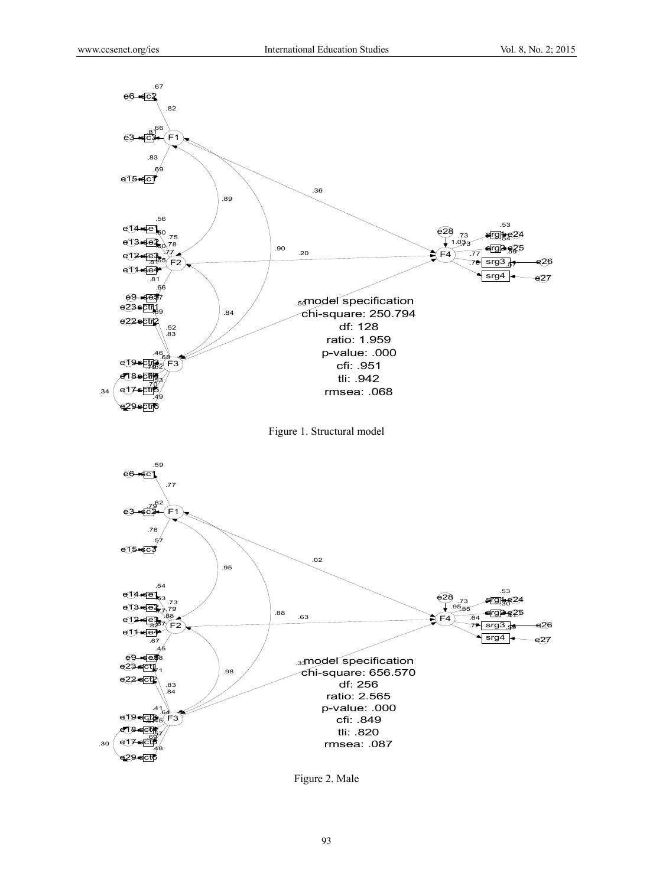Figure 1. Structural model

Figure 2. Male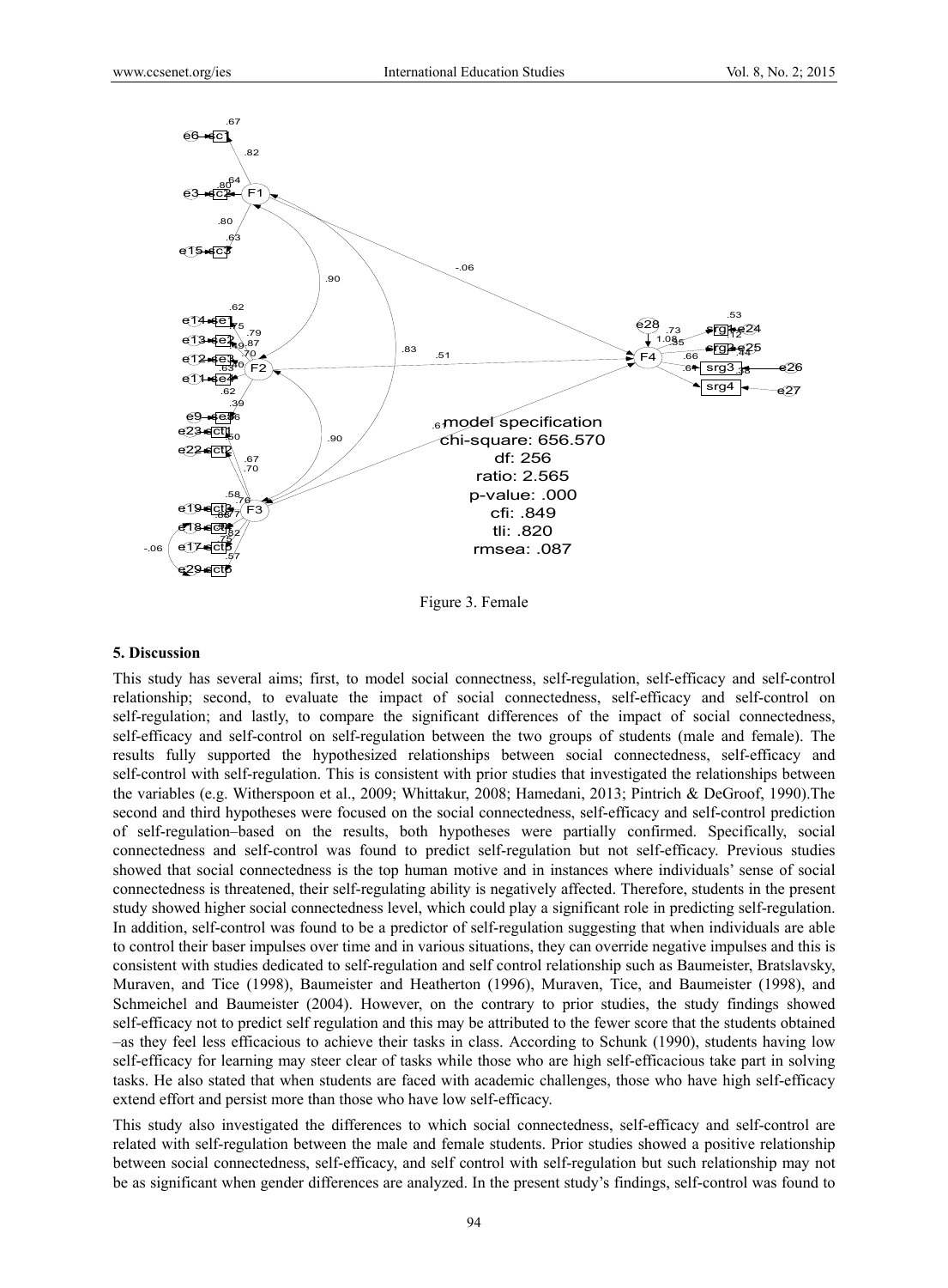model specification
chi-square: 656.570
df: 256
ratio: 2.565
p-value: .000
cfi: .849
tli: .820
rmsea: .087

Figure 3. Female

### 5. Discussion

This study has several aims; first, to model social connectness, self-regulation, self-efficacy and self-control relationship; second, to evaluate the impact of social connectedness, self-efficacy and self-control on self-regulation; and lastly, to compare the significant differences of the impact of social connectedness, self-efficacy and self-control on self-regulation between the two groups of students (male and female). The results fully supported the hypothesized relationships between social connectedness, self-efficacy and self-control with self-regulation. This is consistent with prior studies that investigated the relationships between the variables (e.g. Witherspoon et al., 2009; Whittakur, 2008; Hamedani, 2013; Pintrich & DeGroof, 1990).The second and third hypotheses were focused on the social connectedness, self-efficacy and self-control prediction of self-regulation–based on the results, both hypotheses were partially confirmed. Specifically, social connectedness and self-control was found to predict self-regulation but not self-efficacy. Previous studies showed that social connectedness is the top human motive and in instances where individuals' sense of social connectedness is threatened, their self-regulating ability is negatively affected. Therefore, students in the present study showed higher social connectedness level, which could play a significant role in predicting self-regulation. In addition, self-control was found to be a predictor of self-regulation suggesting that when individuals are able to control their baser impulses over time and in various situations, they can override negative impulses and this is consistent with studies dedicated to self-regulation and self control relationship such as Baumeister, Bratslavsky, Muraven, and Tice (1998), Baumeister and Heatherton (1996), Muraven, Tice, and Baumeister (1998), and Schmeichel and Baumeister (2004). However, on the contrary to prior studies, the study findings showed self-efficacy not to predict self regulation and this may be attributed to the fewer score that the students obtained –as they feel less efficacious to achieve their tasks in class. According to Schunk (1990), students having low self-efficacy for learning may steer clear of tasks while those who are high self-efficacious take part in solving tasks. He also stated that when students are faced with academic challenges, those who have high self-efficacy extend effort and persist more than those who have low self-efficacy.

This study also investigated the differences to which social connectedness, self-efficacy and self-control are related with self-regulation between the male and female students. Prior studies showed a positive relationship between social connectedness, self-efficacy, and self control with self-regulation but such relationship may not be as significant when gender differences are analyzed. In the present study's findings, self-control was found to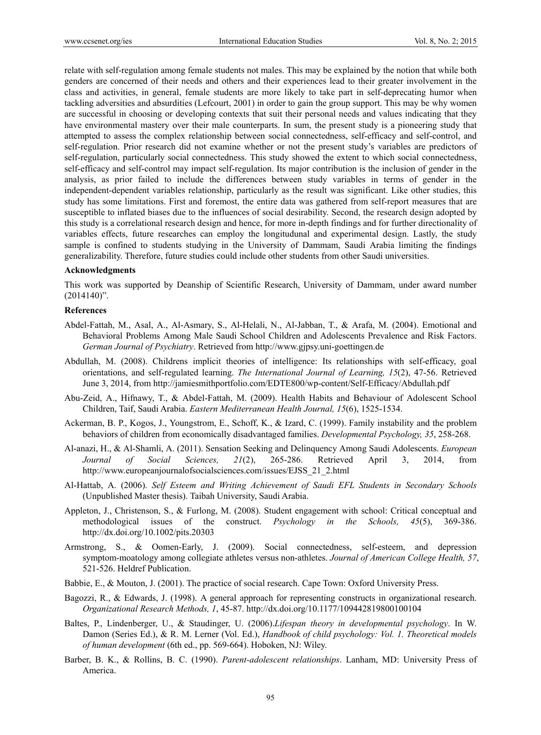relate with self-regulation among female students not males. This may be explained by the notion that while both genders are concerned of their needs and others and their experiences lead to their greater involvement in the class and activities, in general, female students are more likely to take part in self-deprecating humor when tackling adversities and absurdities (Lefcourt, 2001) in order to gain the group support. This may be why women are successful in choosing or developing contexts that suit their personal needs and values indicating that they have environmental mastery over their male counterparts. In sum, the present study is a pioneering study that attempted to assess the complex relationship between social connectedness, self-efficacy and self-control, and self-regulation. Prior research did not examine whether or not the present study's variables are predictors of self-regulation, particularly social connectedness. This study showed the extent to which social connectedness, self-efficacy and self-control may impact self-regulation. Its major contribution is the inclusion of gender in the analysis, as prior failed to include the differences between study variables in terms of gender in the independent-dependent variables relationship, particularly as the result was significant. Like other studies, this study has some limitations. First and foremost, the entire data was gathered from self-report measures that are susceptible to inflated biases due to the influences of social desirability. Second, the research design adopted by this study is a correlational research design and hence, for more in-depth findings and for further directionality of variables effects, future researches can employ the longitudunal and experimental design. Lastly, the study sample is confined to students studying in the University of Dammam, Saudi Arabia limiting the findings generalizability. Therefore, future studies could include other students from other Saudi universities.

**Acknowledgments**

This work was supported by Deanship of Scientific Research, University of Dammam, under award number (2014140)".

**References**

Abdel-Fattah, M., Asal, A., Al-Asmary, S., Al-Helali, N., Al-Jabban, T., & Arafa, M. (2004). Emotional and Behavioral Problems Among Male Saudi School Children and Adolescents Prevalence and Risk Factors. *German Journal of Psychiatry*. Retrieved from http://www.gjpsy.uni-goettingen.de

Abdullah, M. (2008). Childrens implicit theories of intelligence: Its relationships with self-efficacy, goal orientations, and self-regulated learning. *The International Journal of Learning, 15*(2), 47-56. Retrieved June 3, 2014, from http://jamiesmithportfolio.com/EDTE800/wp-content/Self-Efficacy/Abdullah.pdf

Abu-Zeid, A., Hifnawy, T., & Abdel-Fattah, M. (2009). Health Habits and Behaviour of Adolescent School Children, Taif, Saudi Arabia. *Eastern Mediterranean Health Journal, 15*(6), 1525-1534.

Ackerman, B. P., Kogos, J., Youngstrom, E., Schoff, K., & Izard, C. (1999). Family instability and the problem behaviors of children from economically disadvantaged families. *Developmental Psychology, 35*, 258-268.

Al-anazi, H., & Al-Shamli, A. (2011). Sensation Seeking and Delinquency Among Saudi Adolescents. *European Journal of Social Sciences, 21*(2), 265-286. Retrieved April 3, 2014, from http://www.europeanjournalofsocialsciences.com/issues/EJSS_21_2.html

Al-Hattab, A. (2006). *Self Esteem and Writing Achievement of Saudi EFL Students in Secondary Schools* (Unpublished Master thesis). Taibah University, Saudi Arabia.

Appleton, J., Christenson, S., & Furlong, M. (2008). Student engagement with school: Critical conceptual and methodological issues of the construct. *Psychology in the Schools, 45*(5), 369-386. http://dx.doi.org/10.1002/pits.20303

Armstrong, S., & Oomen-Early, J. (2009). Social connectedness, self-esteem, and depression symptom-moatology among collegiate athletes versus non-athletes. *Journal of American College Health, 57*, 521-526. Heldref Publication.

Babbie, E., & Mouton, J. (2001). The practice of social research. Cape Town: Oxford University Press.

Bagozzi, R., & Edwards, J. (1998). A general approach for representing constructs in organizational research. *Organizational Research Methods, 1*, 45-87. http://dx.doi.org/10.1177/109442819800100104

Baltes, P., Lindenberger, U., & Staudinger, U. (2006).*Lifespan theory in developmental psychology*. In W. Damon (Series Ed.), & R. M. Lerner (Vol. Ed.), *Handbook of child psychology: Vol. 1. Theoretical models of human development* (6th ed., pp. 569-664). Hoboken, NJ: Wiley.

Barber, B. K., & Rollins, B. C. (1990). *Parent-adolescent relationships*. Lanham, MD: University Press of America.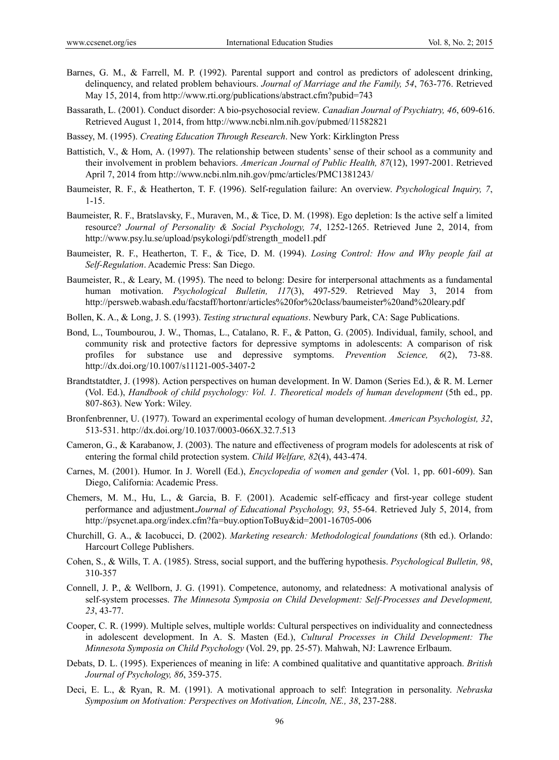Barnes, G. M., & Farrell, M. P. (1992). Parental support and control as predictors of adolescent drinking, delinquency, and related problem behaviours. *Journal of Marriage and the Family, 54*, 763-776. Retrieved May 15, 2014, from http://www.rti.org/publications/abstract.cfm?pubid=743

Bassarath, L. (2001). Conduct disorder: A bio-psychosocial review. *Canadian Journal of Psychiatry, 46*, 609-616. Retrieved August 1, 2014, from http://www.ncbi.nlm.nih.gov/pubmed/11582821

Bassey, M. (1995). *Creating Education Through Research*. New York: Kirklington Press

Battistich, V., & Hom, A. (1997). The relationship between students' sense of their school as a community and their involvement in problem behaviors. *American Journal of Public Health, 87*(12), 1997-2001. Retrieved April 7, 2014 from http://www.ncbi.nlm.nih.gov/pmc/articles/PMC1381243/

Baumeister, R. F., & Heatherton, T. F. (1996). Self-regulation failure: An overview. *Psychological Inquiry, 7*, 1-15.

Baumeister, R. F., Bratslavsky, F., Muraven, M., & Tice, D. M. (1998). Ego depletion: Is the active self a limited resource? *Journal of Personality & Social Psychology, 74*, 1252-1265. Retrieved June 2, 2014, from http://www.psy.lu.se/upload/psykologi/pdf/strength_model1.pdf

Baumeister, R. F., Heatherton, T. F., & Tice, D. M. (1994). *Losing Control: How and Why people fail at Self-Regulation*. Academic Press: San Diego.

Baumeister, R., & Leary, M. (1995). The need to belong: Desire for interpersonal attachments as a fundamental human motivation. *Psychological Bulletin, 117*(3), 497-529. Retrieved May 3, 2014 from http://persweb.wabash.edu/facstaff/hortonr/articles%20for%20class/baumeister%20and%20leary.pdf

Bollen, K. A., & Long, J. S. (1993). *Testing structural equations*. Newbury Park, CA: Sage Publications.

Bond, L., Toumbourou, J. W., Thomas, L., Catalano, R. F., & Patton, G. (2005). Individual, family, school, and community risk and protective factors for depressive symptoms in adolescents: A comparison of risk profiles for substance use and depressive symptoms. *Prevention Science, 6*(2), 73-88. http://dx.doi.org/10.1007/s11121-005-3407-2

Brandtstatdter, J. (1998). Action perspectives on human development. In W. Damon (Series Ed.), & R. M. Lerner (Vol. Ed.), *Handbook of child psychology: Vol. 1. Theoretical models of human development* (5th ed., pp. 807-863). New York: Wiley.

Bronfenbrenner, U. (1977). Toward an experimental ecology of human development. *American Psychologist, 32*, 513-531. http://dx.doi.org/10.1037/0003-066X.32.7.513

Cameron, G., & Karabanow, J. (2003). The nature and effectiveness of program models for adolescents at risk of entering the formal child protection system. *Child Welfare, 82*(4), 443-474.

Carnes, M. (2001). Humor. In J. Worell (Ed.), *Encyclopedia of women and gender* (Vol. 1, pp. 601-609). San Diego, California: Academic Press.

Chemers, M. M., Hu, L., & Garcia, B. F. (2001). Academic self-efficacy and first-year college student performance and adjustment.*Journal of Educational Psychology, 93*, 55-64. Retrieved July 5, 2014, from http://psycnet.apa.org/index.cfm?fa=buy.optionToBuy&id=2001-16705-006

Churchill, G. A., & Iacobucci, D. (2002). *Marketing research: Methodological foundations* (8th ed.). Orlando: Harcourt College Publishers.

Cohen, S., & Wills, T. A. (1985). Stress, social support, and the buffering hypothesis. *Psychological Bulletin, 98*, 310-357

Connell, J. P., & Wellborn, J. G. (1991). Competence, autonomy, and relatedness: A motivational analysis of self-system processes. *The Minnesota Symposia on Child Development: Self-Processes and Development, 23*, 43-77.

Cooper, C. R. (1999). Multiple selves, multiple worlds: Cultural perspectives on individuality and connectedness in adolescent development. In A. S. Masten (Ed.), *Cultural Processes in Child Development: The Minnesota Symposia on Child Psychology* (Vol. 29, pp. 25-57). Mahwah, NJ: Lawrence Erlbaum.

Debats, D. L. (1995). Experiences of meaning in life: A combined qualitative and quantitative approach. *British Journal of Psychology, 86*, 359-375.

Deci, E. L., & Ryan, R. M. (1991). A motivational approach to self: Integration in personality. *Nebraska Symposium on Motivation: Perspectives on Motivation, Lincoln, NE., 38*, 237-288.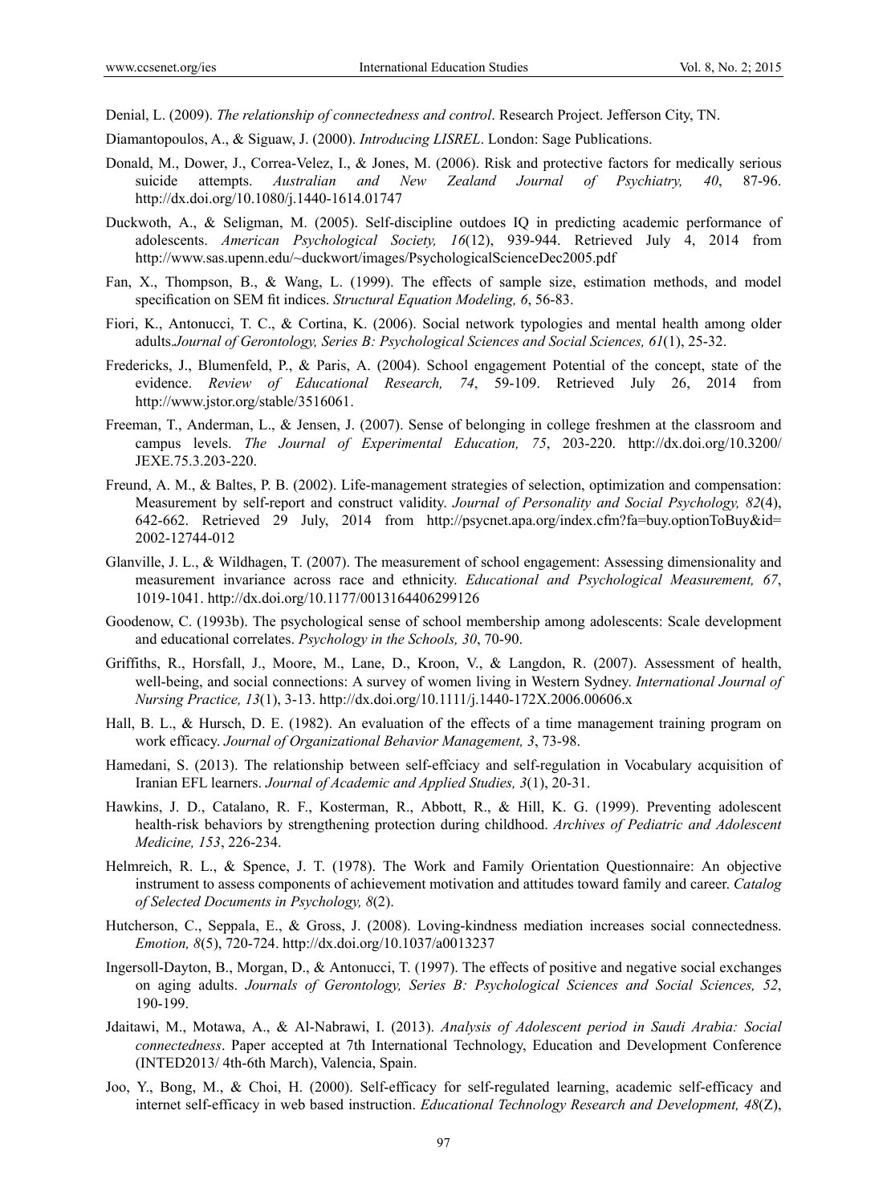Denial, L. (2009). *The relationship of connectedness and control*. Research Project. Jefferson City, TN.

Diamantopoulos, A., & Siguaw, J. (2000). *Introducing LISREL*. London: Sage Publications.

Donald, M., Dower, J., Correa-Velez, I., & Jones, M. (2006). Risk and protective factors for medically serious suicide attempts. *Australian and New Zealand Journal of Psychiatry, 40*, 87-96. http://dx.doi.org/10.1080/j.1440-1614.01747

Duckwoth, A., & Seligman, M. (2005). Self-discipline outdoes IQ in predicting academic performance of adolescents. *American Psychological Society, 16*(12), 939-944. Retrieved July 4, 2014 from http://www.sas.upenn.edu/~duckwort/images/PsychologicalScienceDec2005.pdf

Fan, X., Thompson, B., & Wang, L. (1999). The effects of sample size, estimation methods, and model specification on SEM fit indices. *Structural Equation Modeling, 6*, 56-83.

Fiori, K., Antonucci, T. C., & Cortina, K. (2006). Social network typologies and mental health among older adults.*Journal of Gerontology, Series B: Psychological Sciences and Social Sciences, 61*(1), 25-32.

Fredericks, J., Blumenfeld, P., & Paris, A. (2004). School engagement Potential of the concept, state of the evidence. *Review of Educational Research, 74*, 59-109. Retrieved July 26, 2014 from http://www.jstor.org/stable/3516061.

Freeman, T., Anderman, L., & Jensen, J. (2007). Sense of belonging in college freshmen at the classroom and campus levels. *The Journal of Experimental Education, 75*, 203-220. http://dx.doi.org/10.3200/JEXE.75.3.203-220.

Freund, A. M., & Baltes, P. B. (2002). Life-management strategies of selection, optimization and compensation: Measurement by self-report and construct validity. *Journal of Personality and Social Psychology, 82*(4), 642-662. Retrieved 29 July, 2014 from http://psycnet.apa.org/index.cfm?fa=buy.optionToBuy&id=2002-12744-012

Glanville, J. L., & Wildhagen, T. (2007). The measurement of school engagement: Assessing dimensionality and measurement invariance across race and ethnicity. *Educational and Psychological Measurement, 67*, 1019-1041. http://dx.doi.org/10.1177/0013164406299126

Goodenow, C. (1993b). The psychological sense of school membership among adolescents: Scale development and educational correlates. *Psychology in the Schools, 30*, 70-90.

Griffiths, R., Horsfall, J., Moore, M., Lane, D., Kroon, V., & Langdon, R. (2007). Assessment of health, well-being, and social connections: A survey of women living in Western Sydney. *International Journal of Nursing Practice, 13*(1), 3-13. http://dx.doi.org/10.1111/j.1440-172X.2006.00606.x

Hall, B. L., & Hursch, D. E. (1982). An evaluation of the effects of a time management training program on work efficacy. *Journal of Organizational Behavior Management, 3*, 73-98.

Hamedani, S. (2013). The relationship between self-effciacy and self-regulation in Vocabulary acquisition of Iranian EFL learners. *Journal of Academic and Applied Studies, 3*(1), 20-31.

Hawkins, J. D., Catalano, R. F., Kosterman, R., Abbott, R., & Hill, K. G. (1999). Preventing adolescent health-risk behaviors by strengthening protection during childhood. *Archives of Pediatric and Adolescent Medicine, 153*, 226-234.

Helmreich, R. L., & Spence, J. T. (1978). The Work and Family Orientation Questionnaire: An objective instrument to assess components of achievement motivation and attitudes toward family and career. *Catalog of Selected Documents in Psychology, 8*(2).

Hutcherson, C., Seppala, E., & Gross, J. (2008). Loving-kindness mediation increases social connectedness. *Emotion, 8*(5), 720-724. http://dx.doi.org/10.1037/a0013237

Ingersoll-Dayton, B., Morgan, D., & Antonucci, T. (1997). The effects of positive and negative social exchanges on aging adults. *Journals of Gerontology, Series B: Psychological Sciences and Social Sciences, 52*, 190-199.

Jdaitawi, M., Motawa, A., & Al-Nabrawi, I. (2013). *Analysis of Adolescent period in Saudi Arabia: Social connectedness*. Paper accepted at 7th International Technology, Education and Development Conference (INTED2013/ 4th-6th March), Valencia, Spain.

Joo, Y., Bong, M., & Choi, H. (2000). Self-efficacy for self-regulated learning, academic self-efficacy and internet self-efficacy in web based instruction. *Educational Technology Research and Development, 48*(Z),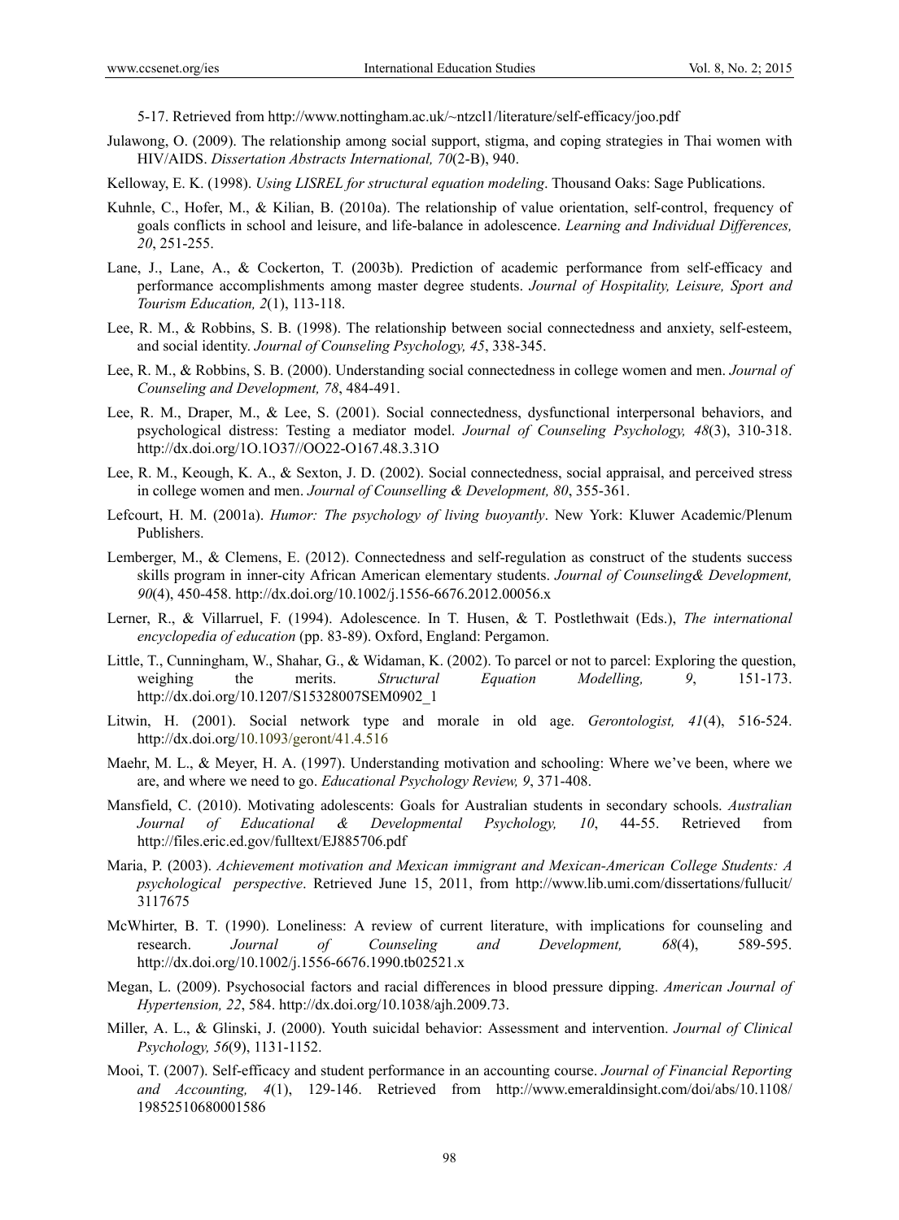5-17. Retrieved from http://www.nottingham.ac.uk/~ntzcl1/literature/self-efficacy/joo.pdf

Julawong, O. (2009). The relationship among social support, stigma, and coping strategies in Thai women with HIV/AIDS. *Dissertation Abstracts International, 70*(2-B), 940.

Kelloway, E. K. (1998). *Using LISREL for structural equation modeling*. Thousand Oaks: Sage Publications.

Kuhnle, C., Hofer, M., & Kilian, B. (2010a). The relationship of value orientation, self-control, frequency of goals conflicts in school and leisure, and life-balance in adolescence. *Learning and Individual Differences, 20*, 251-255.

Lane, J., Lane, A., & Cockerton, T. (2003b). Prediction of academic performance from self-efficacy and performance accomplishments among master degree students. *Journal of Hospitality, Leisure, Sport and Tourism Education, 2*(1), 113-118.

Lee, R. M., & Robbins, S. B. (1998). The relationship between social connectedness and anxiety, self-esteem, and social identity. *Journal of Counseling Psychology, 45*, 338-345.

Lee, R. M., & Robbins, S. B. (2000). Understanding social connectedness in college women and men. *Journal of Counseling and Development, 78*, 484-491.

Lee, R. M., Draper, M., & Lee, S. (2001). Social connectedness, dysfunctional interpersonal behaviors, and psychological distress: Testing a mediator model. *Journal of Counseling Psychology, 48*(3), 310-318. http://dx.doi.org/1O.1O37//OO22-O167.48.3.31O

Lee, R. M., Keough, K. A., & Sexton, J. D. (2002). Social connectedness, social appraisal, and perceived stress in college women and men. *Journal of Counselling & Development, 80*, 355-361.

Lefcourt, H. M. (2001a). *Humor: The psychology of living buoyantly*. New York: Kluwer Academic/Plenum Publishers.

Lemberger, M., & Clemens, E. (2012). Connectedness and self-regulation as construct of the students success skills program in inner-city African American elementary students. *Journal of Counseling& Development, 90*(4), 450-458. http://dx.doi.org/10.1002/j.1556-6676.2012.00056.x

Lerner, R., & Villarruel, F. (1994). Adolescence. In T. Husen, & T. Postlethwait (Eds.), *The international encyclopedia of education* (pp. 83-89). Oxford, England: Pergamon.

Little, T., Cunningham, W., Shahar, G., & Widaman, K. (2002). To parcel or not to parcel: Exploring the question, weighing the merits. *Structural Equation Modelling, 9*, 151-173. http://dx.doi.org/10.1207/S15328007SEM0902_1

Litwin, H. (2001). Social network type and morale in old age. *Gerontologist, 41*(4), 516-524. http://dx.doi.org/10.1093/geront/41.4.516

Maehr, M. L., & Meyer, H. A. (1997). Understanding motivation and schooling: Where we've been, where we are, and where we need to go. *Educational Psychology Review, 9*, 371-408.

Mansfield, C. (2010). Motivating adolescents: Goals for Australian students in secondary schools. *Australian Journal of Educational & Developmental Psychology, 10*, 44-55. Retrieved from http://files.eric.ed.gov/fulltext/EJ885706.pdf

Maria, P. (2003). *Achievement motivation and Mexican immigrant and Mexican-American College Students: A psychological perspective*. Retrieved June 15, 2011, from http://www.lib.umi.com/dissertations/fullucit/3117675

McWhirter, B. T. (1990). Loneliness: A review of current literature, with implications for counseling and research. *Journal of Counseling and Development, 68*(4), 589-595. http://dx.doi.org/10.1002/j.1556-6676.1990.tb02521.x

Megan, L. (2009). Psychosocial factors and racial differences in blood pressure dipping. *American Journal of Hypertension, 22*, 584. http://dx.doi.org/10.1038/ajh.2009.73.

Miller, A. L., & Glinski, J. (2000). Youth suicidal behavior: Assessment and intervention. *Journal of Clinical Psychology, 56*(9), 1131-1152.

Mooi, T. (2007). Self-efficacy and student performance in an accounting course. *Journal of Financial Reporting and Accounting, 4*(1), 129-146. Retrieved from http://www.emeraldinsight.com/doi/abs/10.1108/19852510680001586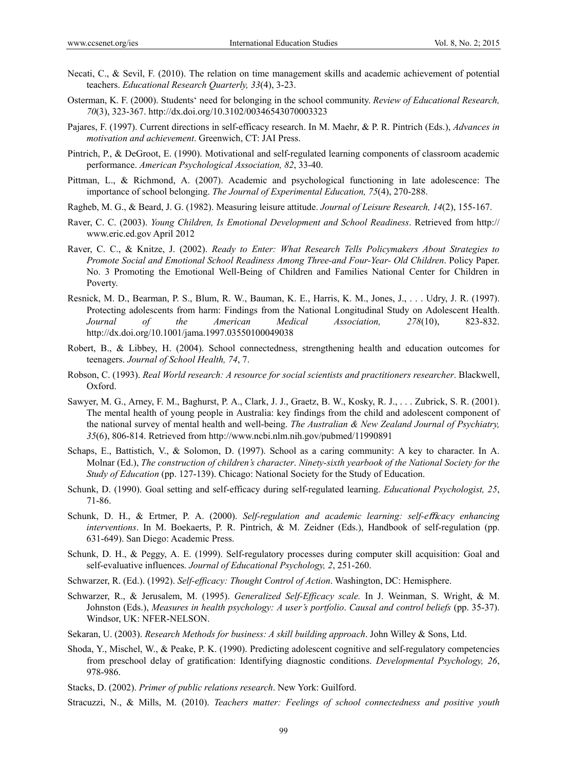Necati, C., & Sevil, F. (2010). The relation on time management skills and academic achievement of potential teachers. *Educational Research Quarterly, 33*(4), 3-23.

Osterman, K. F. (2000). Students' need for belonging in the school community. *Review of Educational Research, 70*(3), 323-367. http://dx.doi.org/10.3102/00346543070003323

Pajares, F. (1997). Current directions in self-efficacy research. In M. Maehr, & P. R. Pintrich (Eds.), *Advances in motivation and achievement*. Greenwich, CT: JAI Press.

Pintrich, P., & DeGroot, E. (1990). Motivational and self-regulated learning components of classroom academic performance. *American Psychological Association, 82*, 33-40.

Pittman, L., & Richmond, A. (2007). Academic and psychological functioning in late adolescence: The importance of school belonging. *The Journal of Experimental Education, 75*(4), 270-288.

Ragheb, M. G., & Beard, J. G. (1982). Measuring leisure attitude. *Journal of Leisure Research, 14*(2), 155-167.

Raver, C. C. (2003). *Young Children, Is Emotional Development and School Readiness*. Retrieved from http:// www.eric.ed.gov April 2012

Raver, C. C., & Knitze, J. (2002). *Ready to Enter: What Research Tells Policymakers About Strategies to Promote Social and Emotional School Readiness Among Three-and Four-Year- Old Children*. Policy Paper. No. 3 Promoting the Emotional Well-Being of Children and Families National Center for Children in Poverty.

Resnick, M. D., Bearman, P. S., Blum, R. W., Bauman, K. E., Harris, K. M., Jones, J., . . . Udry, J. R. (1997). Protecting adolescents from harm: Findings from the National Longitudinal Study on Adolescent Health. *Journal of the American Medical Association, 278*(10), 823-832. http://dx.doi.org/10.1001/jama.1997.03550100049038

Robert, B., & Libbey, H. (2004). School connectedness, strengthening health and education outcomes for teenagers. *Journal of School Health, 74*, 7.

Robson, C. (1993). *Real World research: A resource for social scientists and practitioners researcher*. Blackwell, Oxford.

Sawyer, M. G., Arney, F. M., Baghurst, P. A., Clark, J. J., Graetz, B. W., Kosky, R. J., . . . Zubrick, S. R. (2001). The mental health of young people in Australia: key findings from the child and adolescent component of the national survey of mental health and well-being. *The Australian & New Zealand Journal of Psychiatry, 35*(6), 806-814. Retrieved from http://www.ncbi.nlm.nih.gov/pubmed/11990891

Schaps, E., Battistich, V., & Solomon, D. (1997). School as a caring community: A key to character. In A. Molnar (Ed.), *The construction of children's character*. *Ninety-sixth yearbook of the National Society for the Study of Education* (pp. 127-139). Chicago: National Society for the Study of Education.

Schunk, D. (1990). Goal setting and self-efficacy during self-regulated learning. *Educational Psychologist, 25*, 71-86.

Schunk, D. H., & Ertmer, P. A. (2000). *Self-regulation and academic learning: self-efficacy enhancing interventions*. In M. Boekaerts, P. R. Pintrich, & M. Zeidner (Eds.), Handbook of self-regulation (pp. 631-649). San Diego: Academic Press.

Schunk, D. H., & Peggy, A. E. (1999). Self-regulatory processes during computer skill acquisition: Goal and self-evaluative influences. *Journal of Educational Psychology, 2*, 251-260.

Schwarzer, R. (Ed.). (1992). *Self-efficacy: Thought Control of Action*. Washington, DC: Hemisphere.

Schwarzer, R., & Jerusalem, M. (1995). *Generalized Self-Efficacy scale.* In J. Weinman, S. Wright, & M. Johnston (Eds.), *Measures in health psychology: A user's portfolio*. *Causal and control beliefs* (pp. 35-37). Windsor, UK: NFER-NELSON.

Sekaran, U. (2003). *Research Methods for business: A skill building approach*. John Willey & Sons, Ltd.

Shoda, Y., Mischel, W., & Peake, P. K. (1990). Predicting adolescent cognitive and self-regulatory competencies from preschool delay of gratification: Identifying diagnostic conditions. *Developmental Psychology, 26*, 978-986.

Stacks, D. (2002). *Primer of public relations research*. New York: Guilford.

Stracuzzi, N., & Mills, M. (2010). *Teachers matter: Feelings of school connectedness and positive youth*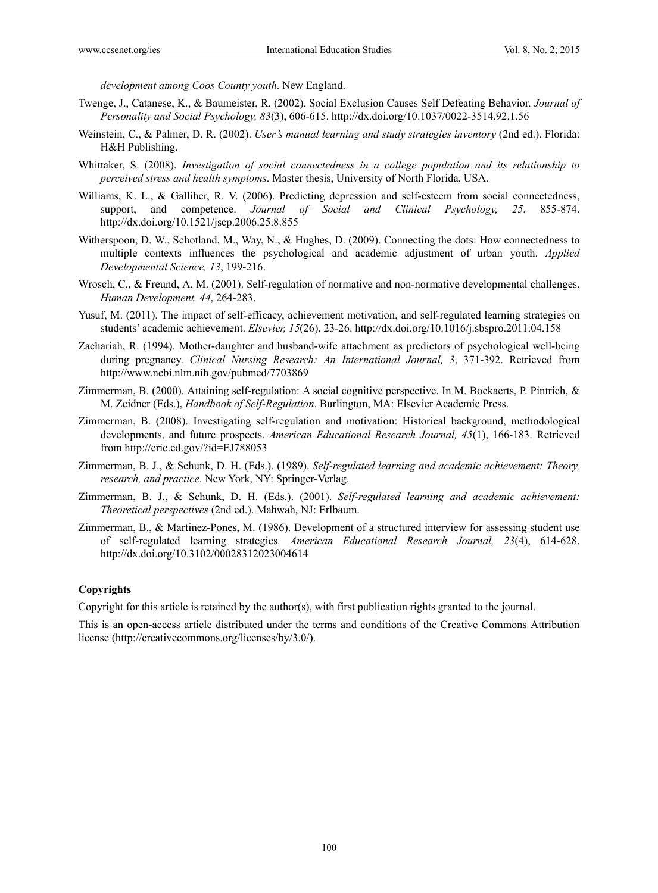*development among Coos County youth*. New England.

Twenge, J., Catanese, K., & Baumeister, R. (2002). Social Exclusion Causes Self Defeating Behavior. *Journal of Personality and Social Psychology, 83*(3), 606-615. http://dx.doi.org/10.1037/0022-3514.92.1.56

Weinstein, C., & Palmer, D. R. (2002). *User's manual learning and study strategies inventory* (2nd ed.). Florida: H&H Publishing.

Whittaker, S. (2008). *Investigation of social connectedness in a college population and its relationship to perceived stress and health symptoms*. Master thesis, University of North Florida, USA.

Williams, K. L., & Galliher, R. V. (2006). Predicting depression and self-esteem from social connectedness, support, and competence. *Journal of Social and Clinical Psychology, 25*, 855-874. http://dx.doi.org/10.1521/jscp.2006.25.8.855

Witherspoon, D. W., Schotland, M., Way, N., & Hughes, D. (2009). Connecting the dots: How connectedness to multiple contexts influences the psychological and academic adjustment of urban youth. *Applied Developmental Science, 13*, 199-216.

Wrosch, C., & Freund, A. M. (2001). Self-regulation of normative and non-normative developmental challenges. *Human Development, 44*, 264-283.

Yusuf, M. (2011). The impact of self-efficacy, achievement motivation, and self-regulated learning strategies on students' academic achievement. *Elsevier, 15*(26), 23-26. http://dx.doi.org/10.1016/j.sbspro.2011.04.158

Zachariah, R. (1994). Mother-daughter and husband-wife attachment as predictors of psychological well-being during pregnancy. *Clinical Nursing Research: An International Journal, 3*, 371-392. Retrieved from http://www.ncbi.nlm.nih.gov/pubmed/7703869

Zimmerman, B. (2000). Attaining self-regulation: A social cognitive perspective. In M. Boekaerts, P. Pintrich, & M. Zeidner (Eds.), *Handbook of Self-Regulation*. Burlington, MA: Elsevier Academic Press.

Zimmerman, B. (2008). Investigating self-regulation and motivation: Historical background, methodological developments, and future prospects. *American Educational Research Journal, 45*(1), 166-183. Retrieved from http://eric.ed.gov/?id=EJ788053

Zimmerman, B. J., & Schunk, D. H. (Eds.). (1989). *Self-regulated learning and academic achievement: Theory, research, and practice*. New York, NY: Springer-Verlag.

Zimmerman, B. J., & Schunk, D. H. (Eds.). (2001). *Self-regulated learning and academic achievement: Theoretical perspectives* (2nd ed.). Mahwah, NJ: Erlbaum.

Zimmerman, B., & Martinez-Pones, M. (1986). Development of a structured interview for assessing student use of self-regulated learning strategies. *American Educational Research Journal, 23*(4), 614-628. http://dx.doi.org/10.3102/00028312023004614

**Copyrights**

Copyright for this article is retained by the author(s), with first publication rights granted to the journal.

This is an open-access article distributed under the terms and conditions of the Creative Commons Attribution license (http://creativecommons.org/licenses/by/3.0/).